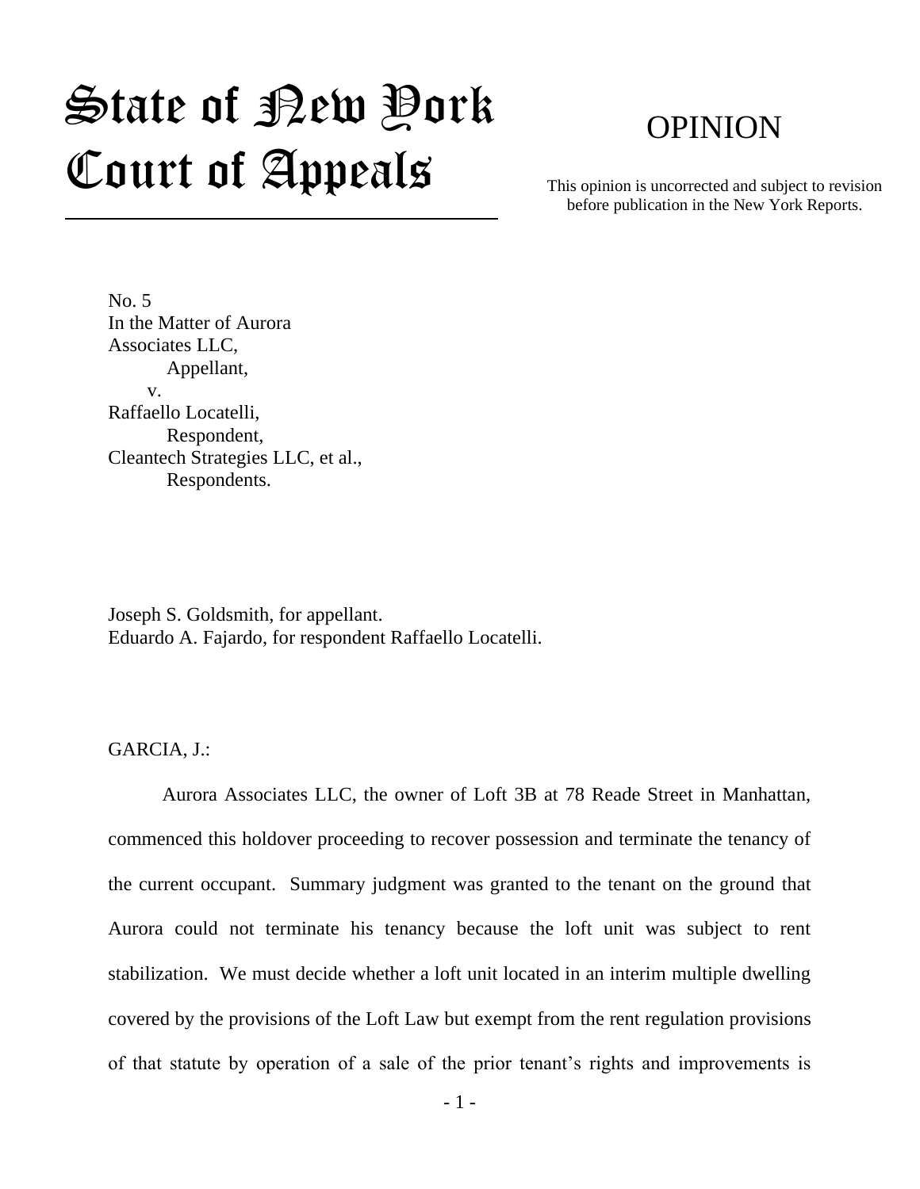# State of New York Court of Appeals

## OPINION

This opinion is uncorrected and subject to revision before publication in the New York Reports.

No. 5
In the Matter of Aurora Associates LLC,
Appellant,
v.
Raffaello Locatelli,
Respondent,
Cleantech Strategies LLC, et al.,
Respondents.

Joseph S. Goldsmith, for appellant.
Eduardo A. Fajardo, for respondent Raffaello Locatelli.

GARCIA, J.:

Aurora Associates LLC, the owner of Loft 3B at 78 Reade Street in Manhattan, commenced this holdover proceeding to recover possession and terminate the tenancy of the current occupant. Summary judgment was granted to the tenant on the ground that Aurora could not terminate his tenancy because the loft unit was subject to rent stabilization. We must decide whether a loft unit located in an interim multiple dwelling covered by the provisions of the Loft Law but exempt from the rent regulation provisions of that statute by operation of a sale of the prior tenant's rights and improvements is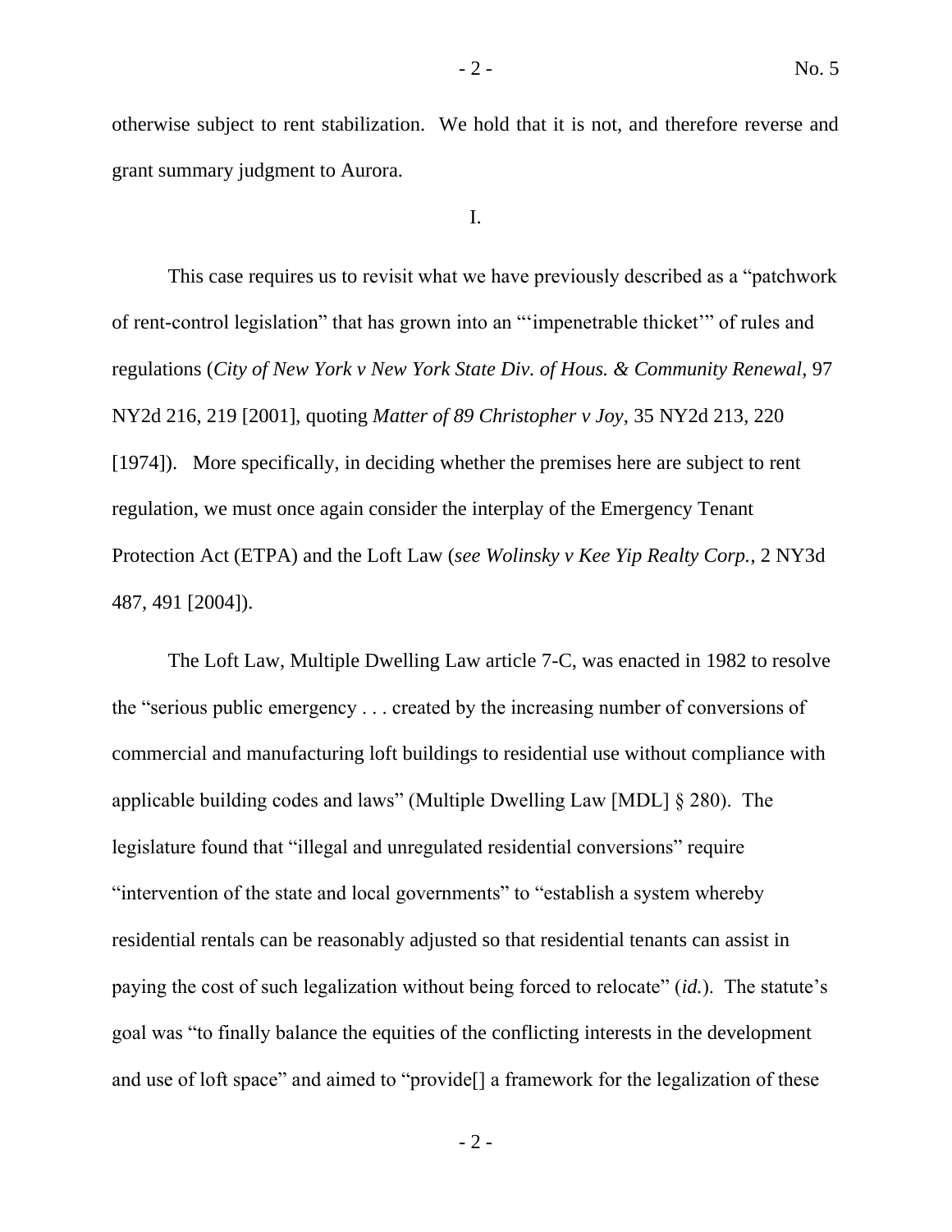otherwise subject to rent stabilization. We hold that it is not, and therefore reverse and grant summary judgment to Aurora.

I.

This case requires us to revisit what we have previously described as a "patchwork of rent-control legislation" that has grown into an "'impenetrable thicket'" of rules and regulations (*City of New York v New York State Div. of Hous. & Community Renewal*, 97 NY2d 216, 219 [2001], quoting *Matter of 89 Christopher v Joy*, 35 NY2d 213, 220 [1974]). More specifically, in deciding whether the premises here are subject to rent regulation, we must once again consider the interplay of the Emergency Tenant Protection Act (ETPA) and the Loft Law (*see Wolinsky v Kee Yip Realty Corp.*, 2 NY3d 487, 491 [2004]).

The Loft Law, Multiple Dwelling Law article 7-C, was enacted in 1982 to resolve the "serious public emergency . . . created by the increasing number of conversions of commercial and manufacturing loft buildings to residential use without compliance with applicable building codes and laws" (Multiple Dwelling Law [MDL] § 280). The legislature found that "illegal and unregulated residential conversions" require "intervention of the state and local governments" to "establish a system whereby residential rentals can be reasonably adjusted so that residential tenants can assist in paying the cost of such legalization without being forced to relocate" (*id.*). The statute's goal was "to finally balance the equities of the conflicting interests in the development and use of loft space" and aimed to "provide[] a framework for the legalization of these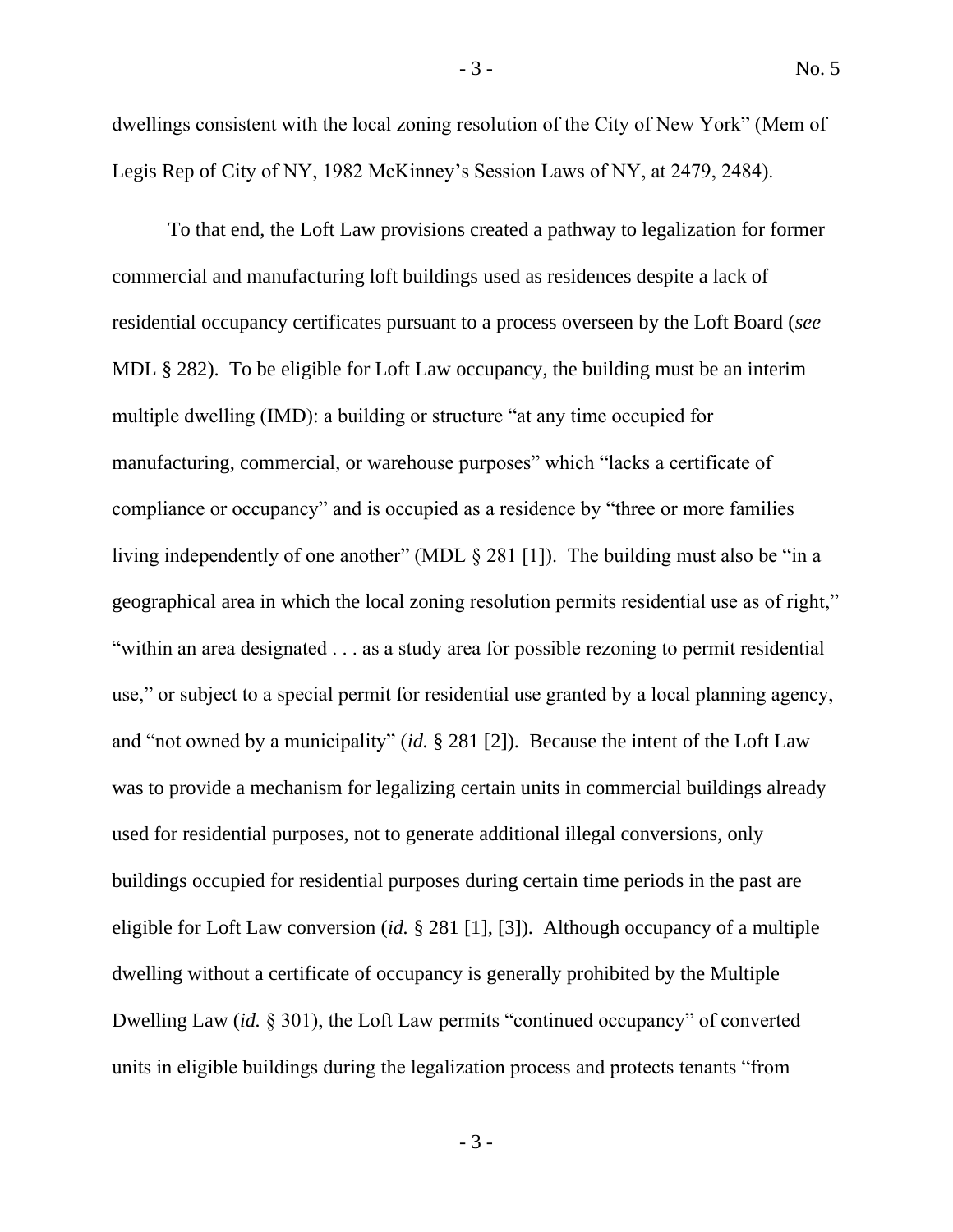dwellings consistent with the local zoning resolution of the City of New York" (Mem of Legis Rep of City of NY, 1982 McKinney's Session Laws of NY, at 2479, 2484).

To that end, the Loft Law provisions created a pathway to legalization for former commercial and manufacturing loft buildings used as residences despite a lack of residential occupancy certificates pursuant to a process overseen by the Loft Board (*see* MDL § 282). To be eligible for Loft Law occupancy, the building must be an interim multiple dwelling (IMD): a building or structure "at any time occupied for manufacturing, commercial, or warehouse purposes" which "lacks a certificate of compliance or occupancy" and is occupied as a residence by "three or more families living independently of one another" (MDL § 281 [1]). The building must also be "in a geographical area in which the local zoning resolution permits residential use as of right," "within an area designated . . . as a study area for possible rezoning to permit residential use," or subject to a special permit for residential use granted by a local planning agency, and "not owned by a municipality" (*id.* § 281 [2]). Because the intent of the Loft Law was to provide a mechanism for legalizing certain units in commercial buildings already used for residential purposes, not to generate additional illegal conversions, only buildings occupied for residential purposes during certain time periods in the past are eligible for Loft Law conversion (*id.* § 281 [1], [3]). Although occupancy of a multiple dwelling without a certificate of occupancy is generally prohibited by the Multiple Dwelling Law (*id.* § 301), the Loft Law permits "continued occupancy" of converted units in eligible buildings during the legalization process and protects tenants "from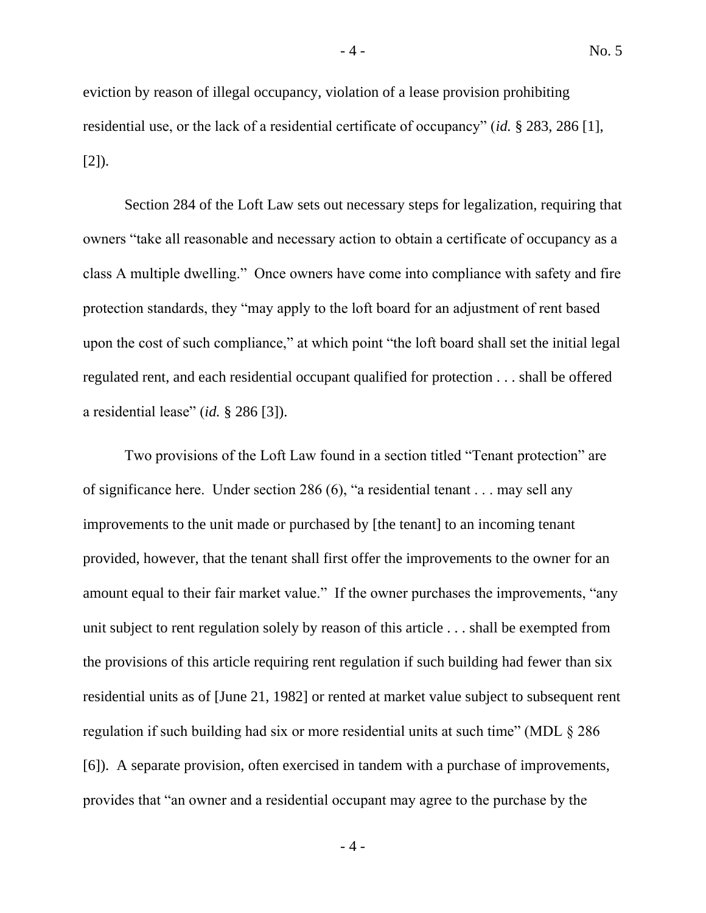eviction by reason of illegal occupancy, violation of a lease provision prohibiting residential use, or the lack of a residential certificate of occupancy" (*id.* § 283, 286 [1], [2]).

Section 284 of the Loft Law sets out necessary steps for legalization, requiring that owners "take all reasonable and necessary action to obtain a certificate of occupancy as a class A multiple dwelling." Once owners have come into compliance with safety and fire protection standards, they "may apply to the loft board for an adjustment of rent based upon the cost of such compliance," at which point "the loft board shall set the initial legal regulated rent, and each residential occupant qualified for protection . . . shall be offered a residential lease" (*id.* § 286 [3]).

Two provisions of the Loft Law found in a section titled "Tenant protection" are of significance here. Under section 286 (6), "a residential tenant . . . may sell any improvements to the unit made or purchased by [the tenant] to an incoming tenant provided, however, that the tenant shall first offer the improvements to the owner for an amount equal to their fair market value." If the owner purchases the improvements, "any unit subject to rent regulation solely by reason of this article . . . shall be exempted from the provisions of this article requiring rent regulation if such building had fewer than six residential units as of [June 21, 1982] or rented at market value subject to subsequent rent regulation if such building had six or more residential units at such time" (MDL § 286 [6]). A separate provision, often exercised in tandem with a purchase of improvements, provides that "an owner and a residential occupant may agree to the purchase by the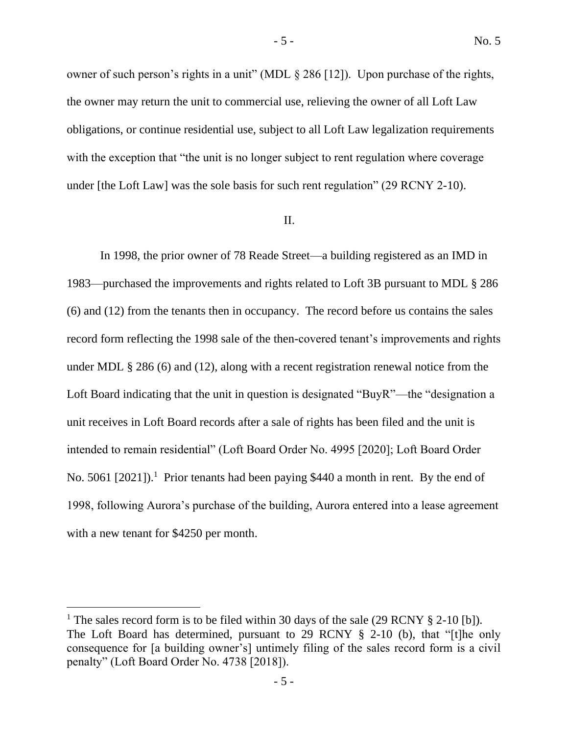owner of such person's rights in a unit" (MDL § 286 [12]). Upon purchase of the rights, the owner may return the unit to commercial use, relieving the owner of all Loft Law obligations, or continue residential use, subject to all Loft Law legalization requirements with the exception that "the unit is no longer subject to rent regulation where coverage under [the Loft Law] was the sole basis for such rent regulation" (29 RCNY 2-10).

II.

In 1998, the prior owner of 78 Reade Street—a building registered as an IMD in 1983—purchased the improvements and rights related to Loft 3B pursuant to MDL § 286 (6) and (12) from the tenants then in occupancy. The record before us contains the sales record form reflecting the 1998 sale of the then-covered tenant's improvements and rights under MDL § 286 (6) and (12), along with a recent registration renewal notice from the Loft Board indicating that the unit in question is designated "BuyR"—the "designation a unit receives in Loft Board records after a sale of rights has been filed and the unit is intended to remain residential" (Loft Board Order No. 4995 [2020]; Loft Board Order No. 5061 [2021]).[1] Prior tenants had been paying $440 a month in rent. By the end of 1998, following Aurora's purchase of the building, Aurora entered into a lease agreement with a new tenant for $4250 per month.

---

[1] The sales record form is to be filed within 30 days of the sale (29 RCNY § 2-10 [b]). The Loft Board has determined, pursuant to 29 RCNY § 2-10 (b), that "[t]he only consequence for [a building owner's] untimely filing of the sales record form is a civil penalty" (Loft Board Order No. 4738 [2018]).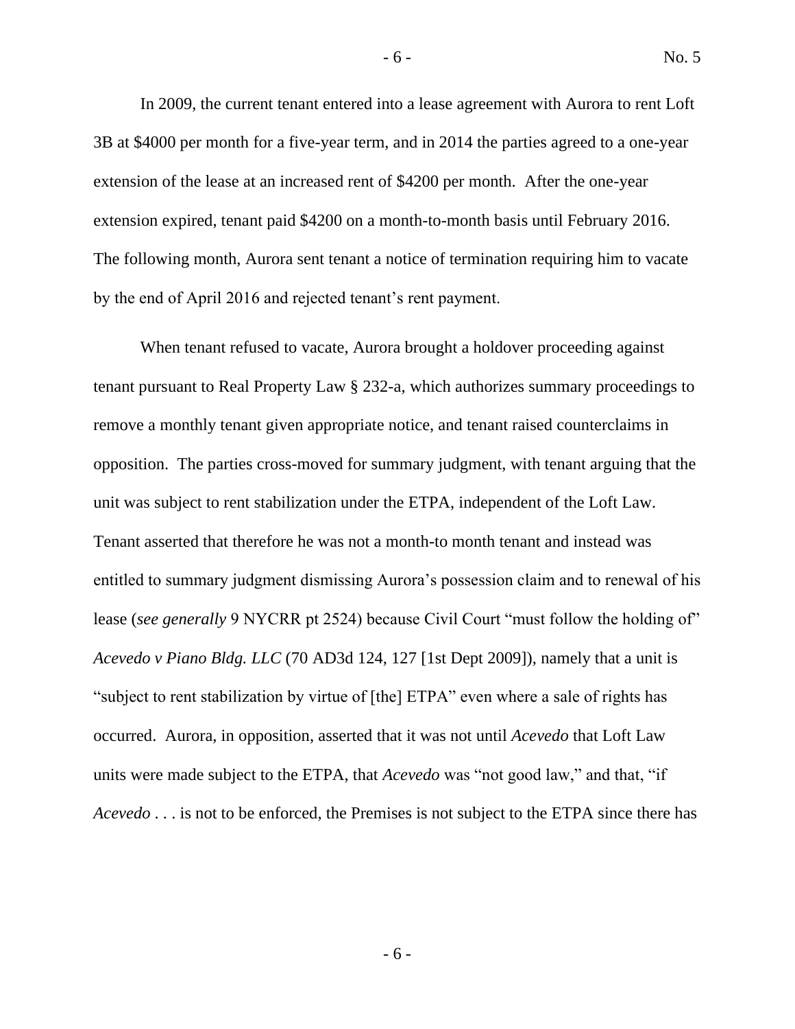In 2009, the current tenant entered into a lease agreement with Aurora to rent Loft 3B at $4000 per month for a five-year term, and in 2014 the parties agreed to a one-year extension of the lease at an increased rent of $4200 per month. After the one-year extension expired, tenant paid $4200 on a month-to-month basis until February 2016. The following month, Aurora sent tenant a notice of termination requiring him to vacate by the end of April 2016 and rejected tenant's rent payment.

When tenant refused to vacate, Aurora brought a holdover proceeding against tenant pursuant to Real Property Law § 232-a, which authorizes summary proceedings to remove a monthly tenant given appropriate notice, and tenant raised counterclaims in opposition. The parties cross-moved for summary judgment, with tenant arguing that the unit was subject to rent stabilization under the ETPA, independent of the Loft Law. Tenant asserted that therefore he was not a month-to month tenant and instead was entitled to summary judgment dismissing Aurora's possession claim and to renewal of his lease (*see generally* 9 NYCRR pt 2524) because Civil Court "must follow the holding of" *Acevedo v Piano Bldg. LLC* (70 AD3d 124, 127 [1st Dept 2009]), namely that a unit is "subject to rent stabilization by virtue of [the] ETPA" even where a sale of rights has occurred. Aurora, in opposition, asserted that it was not until *Acevedo* that Loft Law units were made subject to the ETPA, that *Acevedo* was "not good law," and that, "if *Acevedo* . . . is not to be enforced, the Premises is not subject to the ETPA since there has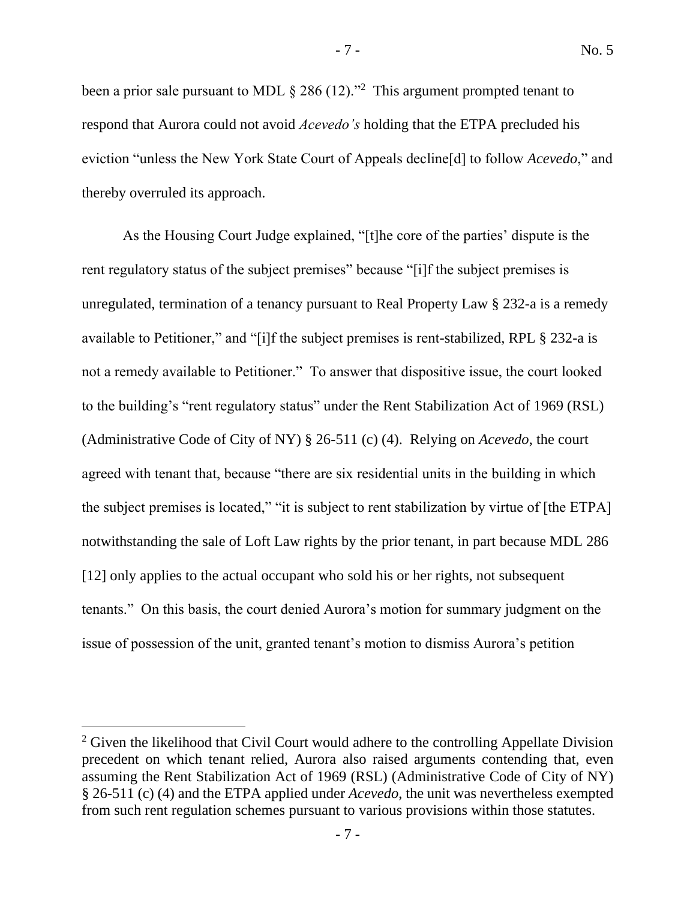been a prior sale pursuant to MDL § 286 (12)."[2] This argument prompted tenant to respond that Aurora could not avoid *Acevedo's* holding that the ETPA precluded his eviction "unless the New York State Court of Appeals decline[d] to follow *Acevedo*," and thereby overruled its approach.

As the Housing Court Judge explained, "[t]he core of the parties' dispute is the rent regulatory status of the subject premises" because "[i]f the subject premises is unregulated, termination of a tenancy pursuant to Real Property Law § 232-a is a remedy available to Petitioner," and "[i]f the subject premises is rent-stabilized, RPL § 232-a is not a remedy available to Petitioner." To answer that dispositive issue, the court looked to the building's "rent regulatory status" under the Rent Stabilization Act of 1969 (RSL) (Administrative Code of City of NY) § 26-511 (c) (4). Relying on *Acevedo*, the court agreed with tenant that, because "there are six residential units in the building in which the subject premises is located," "it is subject to rent stabilization by virtue of [the ETPA] notwithstanding the sale of Loft Law rights by the prior tenant, in part because MDL 286 [12] only applies to the actual occupant who sold his or her rights, not subsequent tenants." On this basis, the court denied Aurora's motion for summary judgment on the issue of possession of the unit, granted tenant's motion to dismiss Aurora's petition

[2] Given the likelihood that Civil Court would adhere to the controlling Appellate Division precedent on which tenant relied, Aurora also raised arguments contending that, even assuming the Rent Stabilization Act of 1969 (RSL) (Administrative Code of City of NY) § 26-511 (c) (4) and the ETPA applied under *Acevedo*, the unit was nevertheless exempted from such rent regulation schemes pursuant to various provisions within those statutes.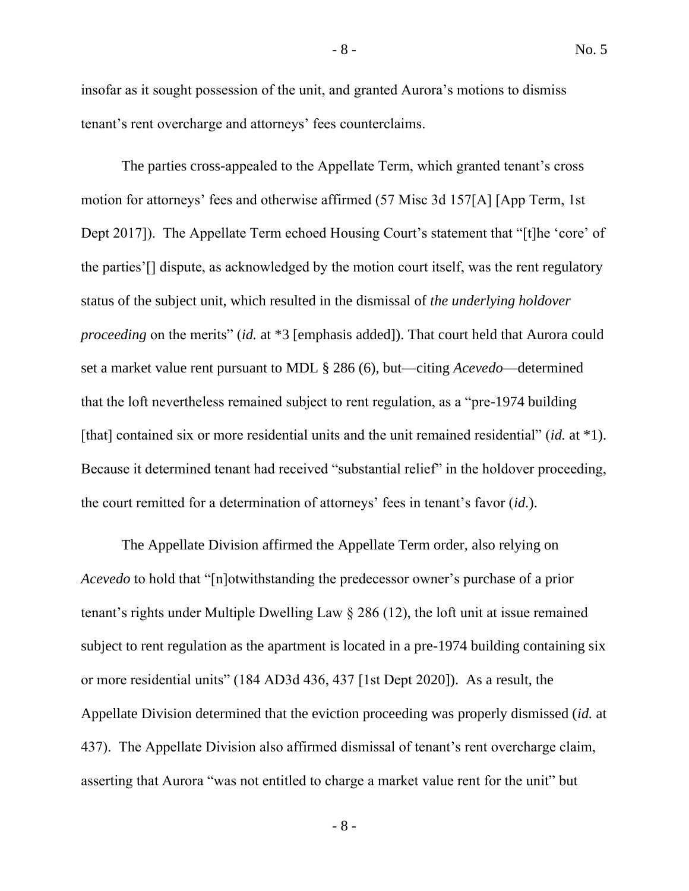insofar as it sought possession of the unit, and granted Aurora's motions to dismiss tenant's rent overcharge and attorneys' fees counterclaims.

The parties cross-appealed to the Appellate Term, which granted tenant's cross motion for attorneys' fees and otherwise affirmed (57 Misc 3d 157[A] [App Term, 1st Dept 2017]). The Appellate Term echoed Housing Court's statement that "[t]he 'core' of the parties'[] dispute, as acknowledged by the motion court itself, was the rent regulatory status of the subject unit, which resulted in the dismissal of *the underlying holdover proceeding* on the merits" (*id.* at *3 [emphasis added]). That court held that Aurora could set a market value rent pursuant to MDL § 286 (6), but—citing *Acevedo*—determined that the loft nevertheless remained subject to rent regulation, as a "pre-1974 building [that] contained six or more residential units and the unit remained residential" (*id.* at *1). Because it determined tenant had received "substantial relief" in the holdover proceeding, the court remitted for a determination of attorneys' fees in tenant's favor (*id.*).

The Appellate Division affirmed the Appellate Term order, also relying on *Acevedo* to hold that "[n]otwithstanding the predecessor owner's purchase of a prior tenant's rights under Multiple Dwelling Law § 286 (12), the loft unit at issue remained subject to rent regulation as the apartment is located in a pre-1974 building containing six or more residential units" (184 AD3d 436, 437 [1st Dept 2020]). As a result, the Appellate Division determined that the eviction proceeding was properly dismissed (*id.* at 437). The Appellate Division also affirmed dismissal of tenant's rent overcharge claim, asserting that Aurora "was not entitled to charge a market value rent for the unit" but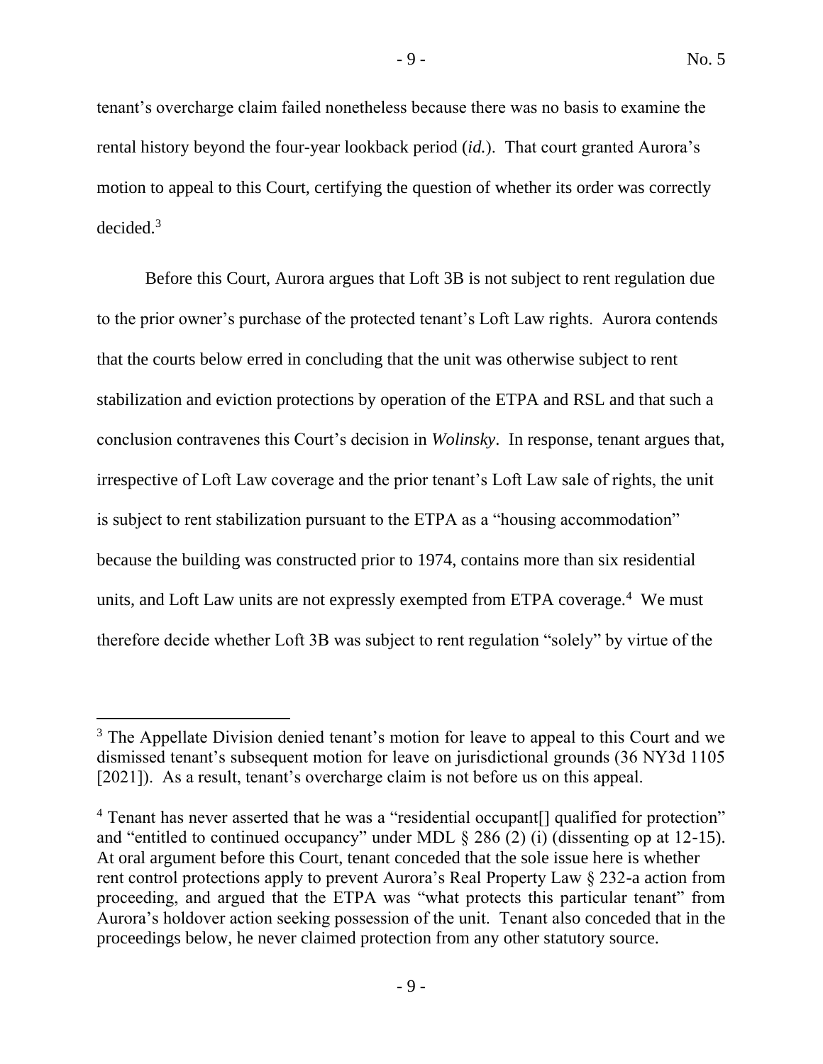tenant's overcharge claim failed nonetheless because there was no basis to examine the rental history beyond the four-year lookback period (*id.*). That court granted Aurora's motion to appeal to this Court, certifying the question of whether its order was correctly decided.[3]

Before this Court, Aurora argues that Loft 3B is not subject to rent regulation due to the prior owner's purchase of the protected tenant's Loft Law rights. Aurora contends that the courts below erred in concluding that the unit was otherwise subject to rent stabilization and eviction protections by operation of the ETPA and RSL and that such a conclusion contravenes this Court's decision in *Wolinsky*. In response, tenant argues that, irrespective of Loft Law coverage and the prior tenant's Loft Law sale of rights, the unit is subject to rent stabilization pursuant to the ETPA as a "housing accommodation" because the building was constructed prior to 1974, contains more than six residential units, and Loft Law units are not expressly exempted from ETPA coverage.[4] We must therefore decide whether Loft 3B was subject to rent regulation "solely" by virtue of the

---

[3] The Appellate Division denied tenant's motion for leave to appeal to this Court and we dismissed tenant's subsequent motion for leave on jurisdictional grounds (36 NY3d 1105 [2021]). As a result, tenant's overcharge claim is not before us on this appeal.

[4] Tenant has never asserted that he was a "residential occupant[] qualified for protection" and "entitled to continued occupancy" under MDL § 286 (2) (i) (dissenting op at 12-15). At oral argument before this Court, tenant conceded that the sole issue here is whether rent control protections apply to prevent Aurora's Real Property Law § 232-a action from proceeding, and argued that the ETPA was "what protects this particular tenant" from Aurora's holdover action seeking possession of the unit. Tenant also conceded that in the proceedings below, he never claimed protection from any other statutory source.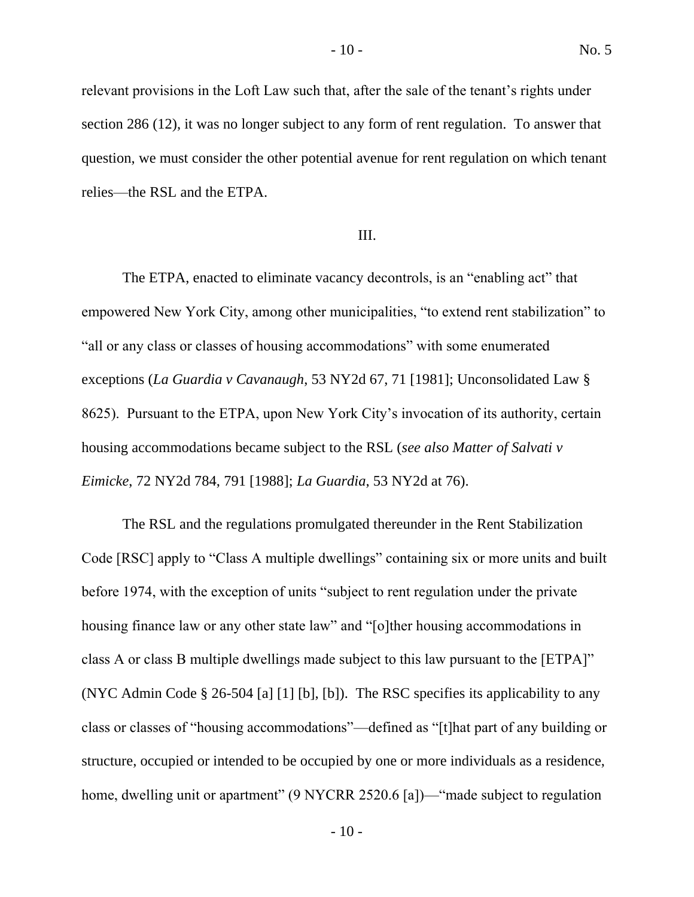relevant provisions in the Loft Law such that, after the sale of the tenant's rights under section 286 (12), it was no longer subject to any form of rent regulation. To answer that question, we must consider the other potential avenue for rent regulation on which tenant relies—the RSL and the ETPA.

III.

The ETPA, enacted to eliminate vacancy decontrols, is an "enabling act" that empowered New York City, among other municipalities, "to extend rent stabilization" to "all or any class or classes of housing accommodations" with some enumerated exceptions (*La Guardia v Cavanaugh*, 53 NY2d 67, 71 [1981]; Unconsolidated Law § 8625). Pursuant to the ETPA, upon New York City's invocation of its authority, certain housing accommodations became subject to the RSL (*see also Matter of Salvati v Eimicke*, 72 NY2d 784, 791 [1988]; *La Guardia*, 53 NY2d at 76).

The RSL and the regulations promulgated thereunder in the Rent Stabilization Code [RSC] apply to "Class A multiple dwellings" containing six or more units and built before 1974, with the exception of units "subject to rent regulation under the private housing finance law or any other state law" and "[o]ther housing accommodations in class A or class B multiple dwellings made subject to this law pursuant to the [ETPA]" (NYC Admin Code § 26-504 [a] [1] [b], [b]). The RSC specifies its applicability to any class or classes of "housing accommodations"—defined as "[t]hat part of any building or structure, occupied or intended to be occupied by one or more individuals as a residence, home, dwelling unit or apartment" (9 NYCRR 2520.6 [a])—"made subject to regulation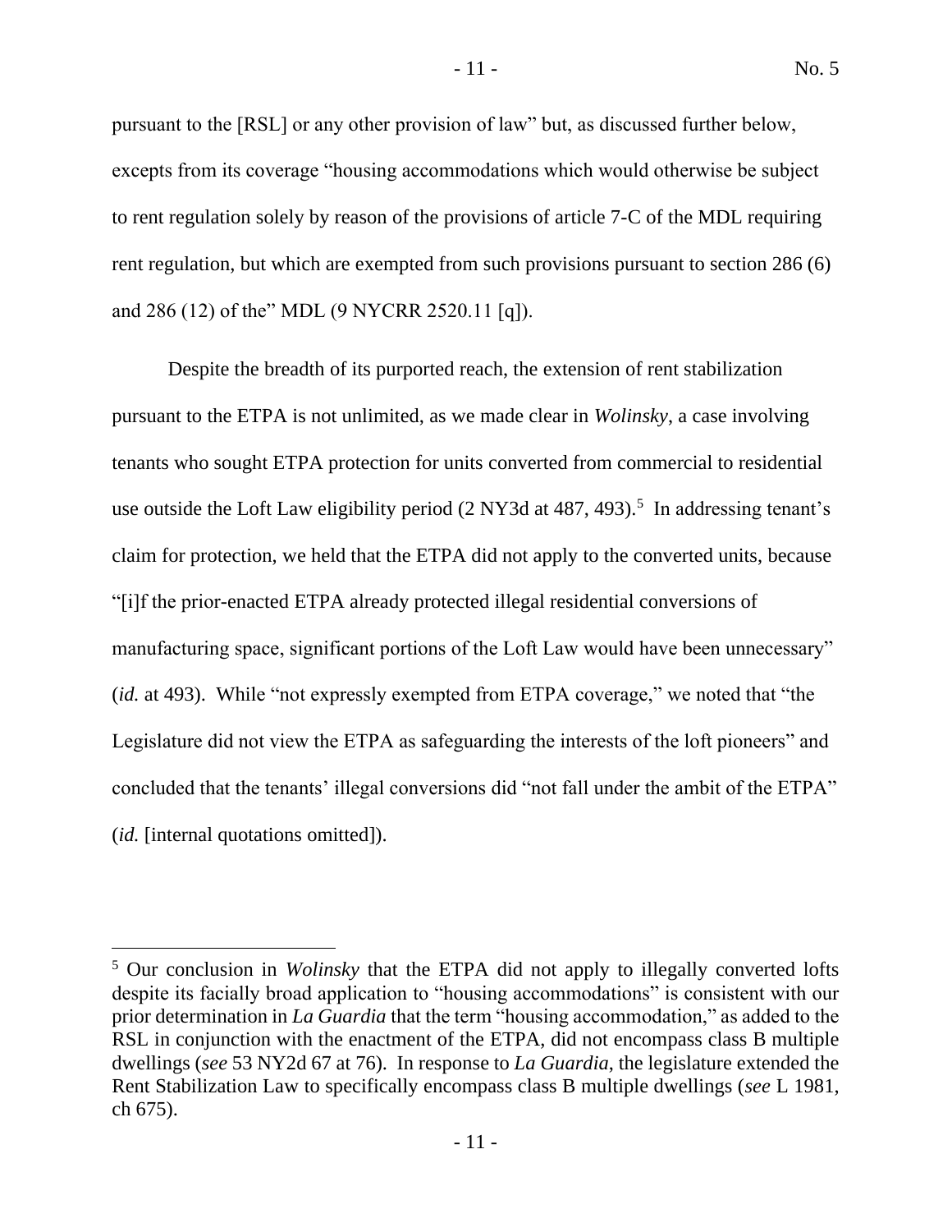pursuant to the [RSL] or any other provision of law" but, as discussed further below, excepts from its coverage "housing accommodations which would otherwise be subject to rent regulation solely by reason of the provisions of article 7-C of the MDL requiring rent regulation, but which are exempted from such provisions pursuant to section 286 (6) and 286 (12) of the" MDL (9 NYCRR 2520.11 [q]).

Despite the breadth of its purported reach, the extension of rent stabilization pursuant to the ETPA is not unlimited, as we made clear in *Wolinsky*, a case involving tenants who sought ETPA protection for units converted from commercial to residential use outside the Loft Law eligibility period (2 NY3d at 487, 493).[5] In addressing tenant's claim for protection, we held that the ETPA did not apply to the converted units, because "[i]f the prior-enacted ETPA already protected illegal residential conversions of manufacturing space, significant portions of the Loft Law would have been unnecessary" (*id.* at 493). While "not expressly exempted from ETPA coverage," we noted that "the Legislature did not view the ETPA as safeguarding the interests of the loft pioneers" and concluded that the tenants' illegal conversions did "not fall under the ambit of the ETPA" (*id.* [internal quotations omitted]).

---

[5] Our conclusion in *Wolinsky* that the ETPA did not apply to illegally converted lofts despite its facially broad application to "housing accommodations" is consistent with our prior determination in *La Guardia* that the term "housing accommodation," as added to the RSL in conjunction with the enactment of the ETPA, did not encompass class B multiple dwellings (*see* 53 NY2d 67 at 76). In response to *La Guardia*, the legislature extended the Rent Stabilization Law to specifically encompass class B multiple dwellings (*see* L 1981, ch 675).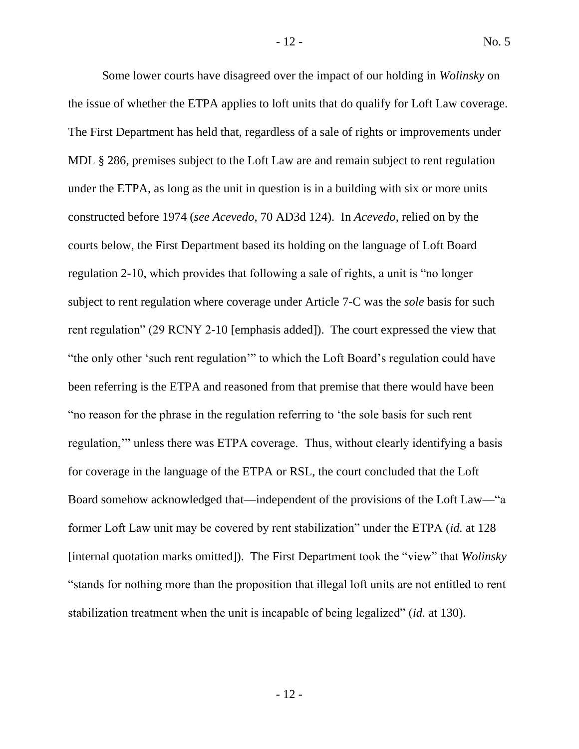Some lower courts have disagreed over the impact of our holding in *Wolinsky* on the issue of whether the ETPA applies to loft units that do qualify for Loft Law coverage. The First Department has held that, regardless of a sale of rights or improvements under MDL § 286, premises subject to the Loft Law are and remain subject to rent regulation under the ETPA, as long as the unit in question is in a building with six or more units constructed before 1974 (*see Acevedo*, 70 AD3d 124). In *Acevedo*, relied on by the courts below, the First Department based its holding on the language of Loft Board regulation 2-10, which provides that following a sale of rights, a unit is "no longer subject to rent regulation where coverage under Article 7-C was the *sole* basis for such rent regulation" (29 RCNY 2-10 [emphasis added]). The court expressed the view that "the only other 'such rent regulation'" to which the Loft Board's regulation could have been referring is the ETPA and reasoned from that premise that there would have been "no reason for the phrase in the regulation referring to 'the sole basis for such rent regulation,'" unless there was ETPA coverage. Thus, without clearly identifying a basis for coverage in the language of the ETPA or RSL, the court concluded that the Loft Board somehow acknowledged that—independent of the provisions of the Loft Law—"a former Loft Law unit may be covered by rent stabilization" under the ETPA (*id.* at 128 [internal quotation marks omitted]). The First Department took the "view" that *Wolinsky* "stands for nothing more than the proposition that illegal loft units are not entitled to rent stabilization treatment when the unit is incapable of being legalized" (*id.* at 130).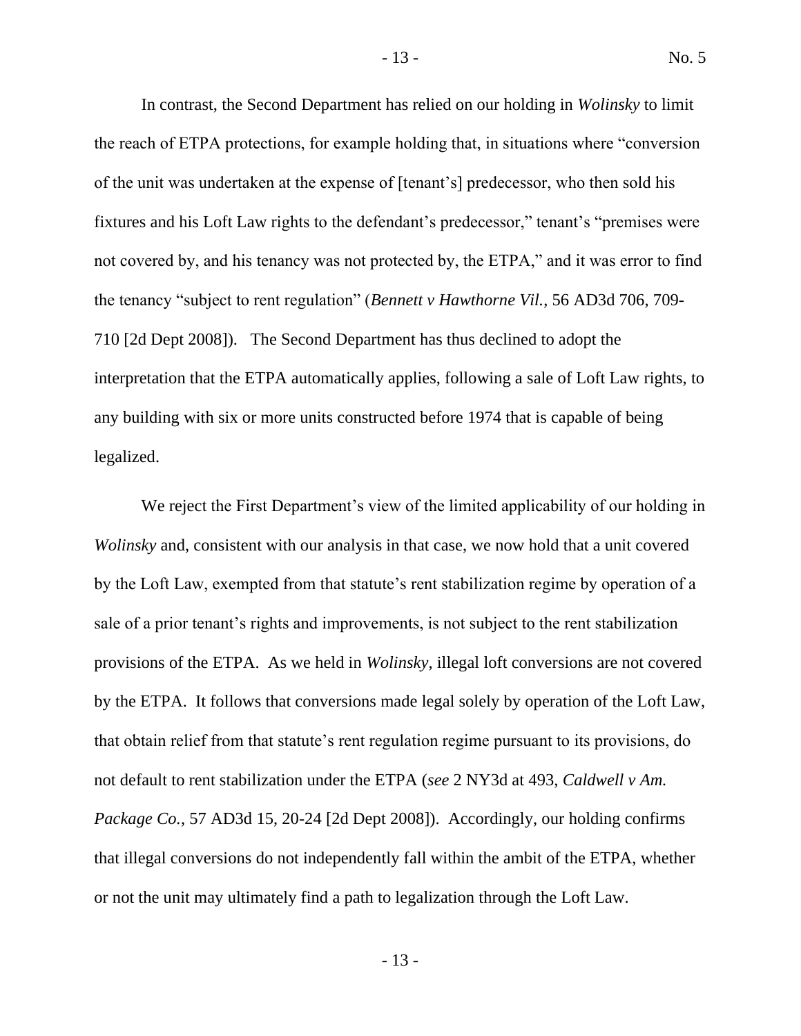In contrast, the Second Department has relied on our holding in *Wolinsky* to limit the reach of ETPA protections, for example holding that, in situations where "conversion of the unit was undertaken at the expense of [tenant's] predecessor, who then sold his fixtures and his Loft Law rights to the defendant's predecessor," tenant's "premises were not covered by, and his tenancy was not protected by, the ETPA," and it was error to find the tenancy "subject to rent regulation" (*Bennett v Hawthorne Vil.*, 56 AD3d 706, 709-710 [2d Dept 2008]). The Second Department has thus declined to adopt the interpretation that the ETPA automatically applies, following a sale of Loft Law rights, to any building with six or more units constructed before 1974 that is capable of being legalized.

We reject the First Department's view of the limited applicability of our holding in *Wolinsky* and, consistent with our analysis in that case, we now hold that a unit covered by the Loft Law, exempted from that statute's rent stabilization regime by operation of a sale of a prior tenant's rights and improvements, is not subject to the rent stabilization provisions of the ETPA. As we held in *Wolinsky*, illegal loft conversions are not covered by the ETPA. It follows that conversions made legal solely by operation of the Loft Law, that obtain relief from that statute's rent regulation regime pursuant to its provisions, do not default to rent stabilization under the ETPA (*see* 2 NY3d at 493, *Caldwell v Am. Package Co.*, 57 AD3d 15, 20-24 [2d Dept 2008]). Accordingly, our holding confirms that illegal conversions do not independently fall within the ambit of the ETPA, whether or not the unit may ultimately find a path to legalization through the Loft Law.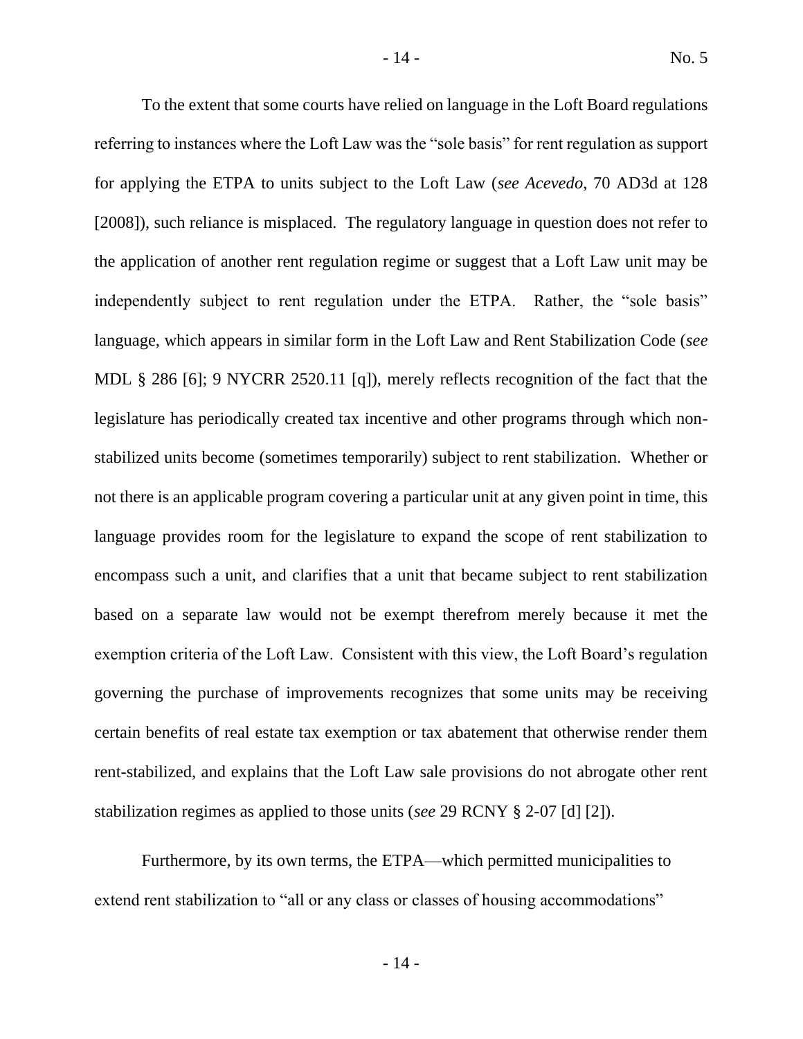To the extent that some courts have relied on language in the Loft Board regulations referring to instances where the Loft Law was the "sole basis" for rent regulation as support for applying the ETPA to units subject to the Loft Law (*see Acevedo*, 70 AD3d at 128 [2008]), such reliance is misplaced. The regulatory language in question does not refer to the application of another rent regulation regime or suggest that a Loft Law unit may be independently subject to rent regulation under the ETPA. Rather, the "sole basis" language, which appears in similar form in the Loft Law and Rent Stabilization Code (*see* MDL § 286 [6]; 9 NYCRR 2520.11 [q]), merely reflects recognition of the fact that the legislature has periodically created tax incentive and other programs through which non-stabilized units become (sometimes temporarily) subject to rent stabilization. Whether or not there is an applicable program covering a particular unit at any given point in time, this language provides room for the legislature to expand the scope of rent stabilization to encompass such a unit, and clarifies that a unit that became subject to rent stabilization based on a separate law would not be exempt therefrom merely because it met the exemption criteria of the Loft Law. Consistent with this view, the Loft Board's regulation governing the purchase of improvements recognizes that some units may be receiving certain benefits of real estate tax exemption or tax abatement that otherwise render them rent-stabilized, and explains that the Loft Law sale provisions do not abrogate other rent stabilization regimes as applied to those units (*see* 29 RCNY § 2-07 [d] [2]).

Furthermore, by its own terms, the ETPA—which permitted municipalities to extend rent stabilization to "all or any class or classes of housing accommodations"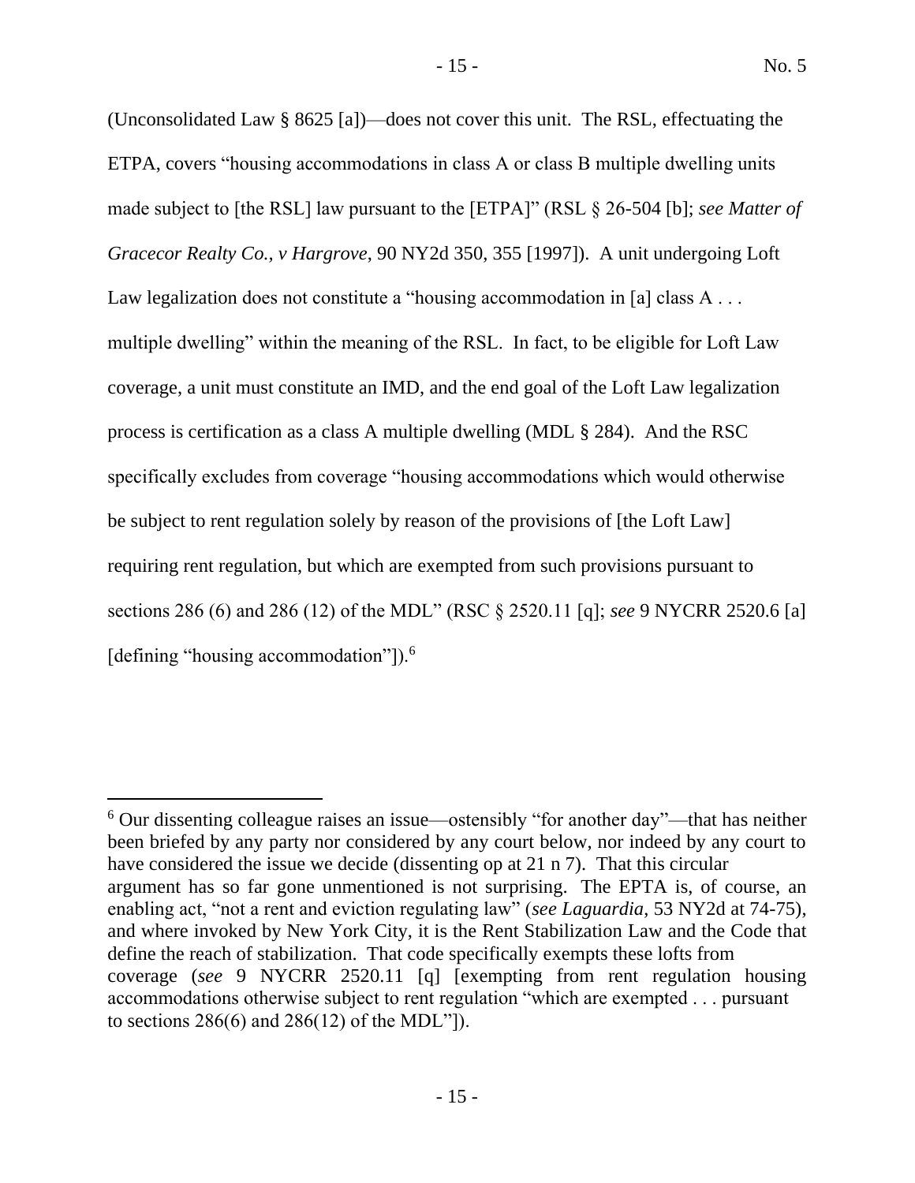(Unconsolidated Law § 8625 [a])—does not cover this unit. The RSL, effectuating the ETPA, covers "housing accommodations in class A or class B multiple dwelling units made subject to [the RSL] law pursuant to the [ETPA]" (RSL § 26-504 [b]; *see Matter of Gracecor Realty Co., v Hargrove*, 90 NY2d 350, 355 [1997]). A unit undergoing Loft Law legalization does not constitute a "housing accommodation in [a] class A . . . multiple dwelling" within the meaning of the RSL. In fact, to be eligible for Loft Law coverage, a unit must constitute an IMD, and the end goal of the Loft Law legalization process is certification as a class A multiple dwelling (MDL § 284). And the RSC specifically excludes from coverage "housing accommodations which would otherwise be subject to rent regulation solely by reason of the provisions of [the Loft Law] requiring rent regulation, but which are exempted from such provisions pursuant to sections 286 (6) and 286 (12) of the MDL" (RSC § 2520.11 [q]; *see* 9 NYCRR 2520.6 [a] [defining "housing accommodation"]).[6]

---

[6] Our dissenting colleague raises an issue—ostensibly "for another day"—that has neither been briefed by any party nor considered by any court below, nor indeed by any court to have considered the issue we decide (dissenting op at 21 n 7). That this circular argument has so far gone unmentioned is not surprising. The EPTA is, of course, an enabling act, "not a rent and eviction regulating law" (*see Laguardia*, 53 NY2d at 74-75), and where invoked by New York City, it is the Rent Stabilization Law and the Code that define the reach of stabilization. That code specifically exempts these lofts from coverage (*see* 9 NYCRR 2520.11 [q] [exempting from rent regulation housing accommodations otherwise subject to rent regulation "which are exempted . . . pursuant to sections 286(6) and 286(12) of the MDL"]).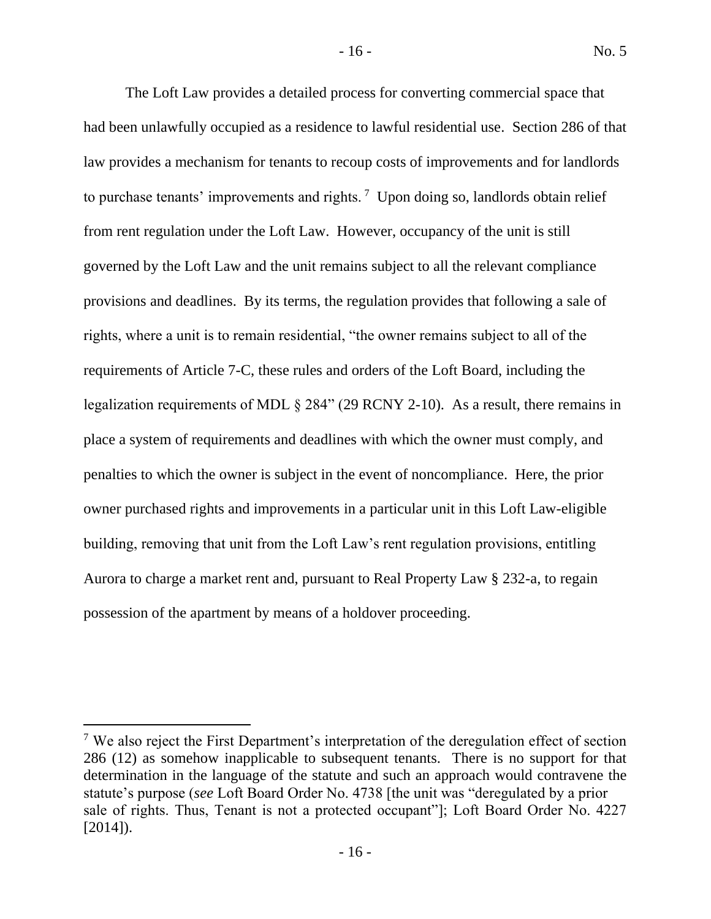The Loft Law provides a detailed process for converting commercial space that had been unlawfully occupied as a residence to lawful residential use. Section 286 of that law provides a mechanism for tenants to recoup costs of improvements and for landlords to purchase tenants' improvements and rights. [7] Upon doing so, landlords obtain relief from rent regulation under the Loft Law. However, occupancy of the unit is still governed by the Loft Law and the unit remains subject to all the relevant compliance provisions and deadlines. By its terms, the regulation provides that following a sale of rights, where a unit is to remain residential, "the owner remains subject to all of the requirements of Article 7-C, these rules and orders of the Loft Board, including the legalization requirements of MDL § 284" (29 RCNY 2-10). As a result, there remains in place a system of requirements and deadlines with which the owner must comply, and penalties to which the owner is subject in the event of noncompliance. Here, the prior owner purchased rights and improvements in a particular unit in this Loft Law-eligible building, removing that unit from the Loft Law's rent regulation provisions, entitling Aurora to charge a market rent and, pursuant to Real Property Law § 232-a, to regain possession of the apartment by means of a holdover proceeding.

---

[7] We also reject the First Department's interpretation of the deregulation effect of section 286 (12) as somehow inapplicable to subsequent tenants. There is no support for that determination in the language of the statute and such an approach would contravene the statute's purpose (*see* Loft Board Order No. 4738 [the unit was "deregulated by a prior sale of rights. Thus, Tenant is not a protected occupant"]; Loft Board Order No. 4227 [2014]).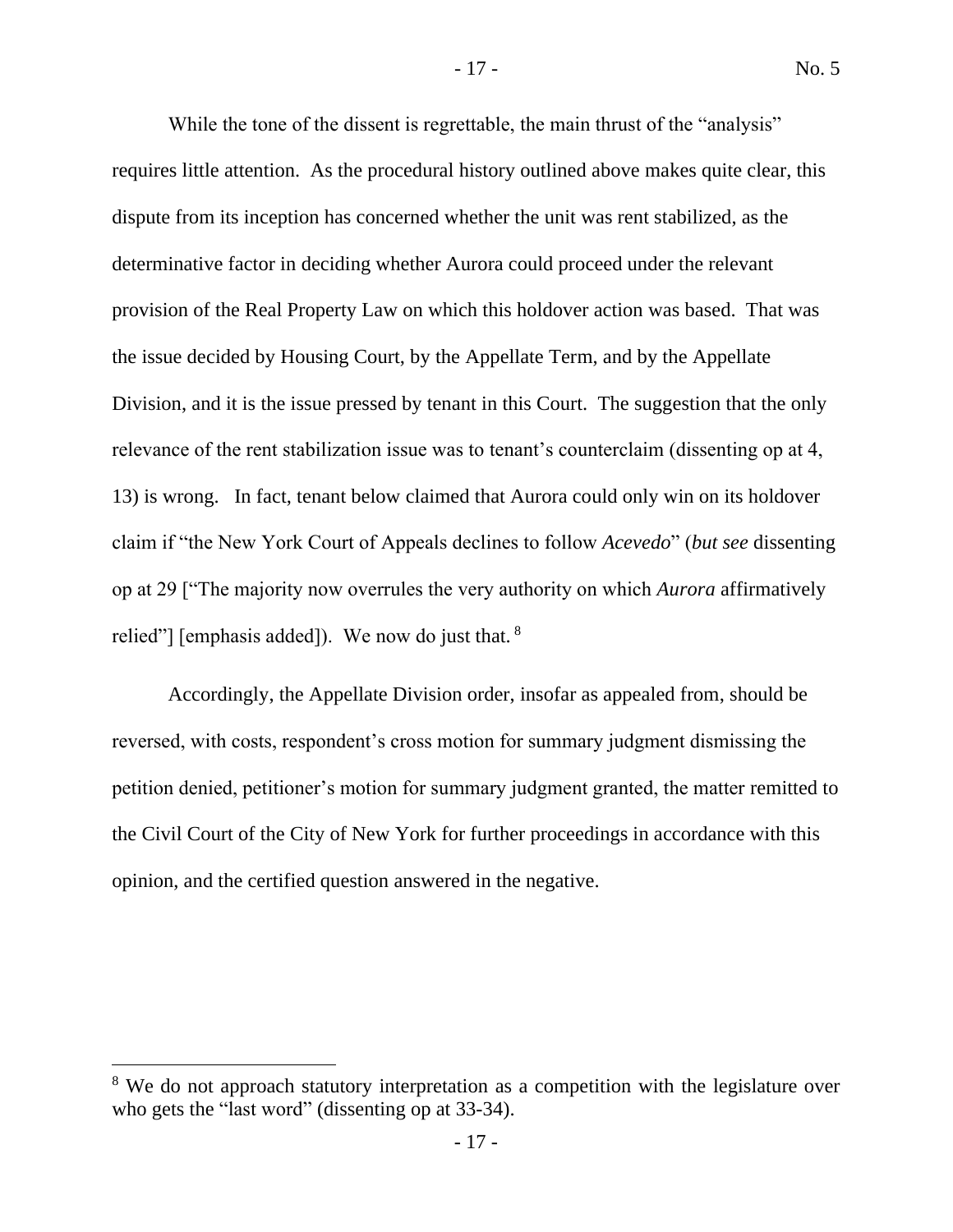While the tone of the dissent is regrettable, the main thrust of the "analysis" requires little attention. As the procedural history outlined above makes quite clear, this dispute from its inception has concerned whether the unit was rent stabilized, as the determinative factor in deciding whether Aurora could proceed under the relevant provision of the Real Property Law on which this holdover action was based. That was the issue decided by Housing Court, by the Appellate Term, and by the Appellate Division, and it is the issue pressed by tenant in this Court. The suggestion that the only relevance of the rent stabilization issue was to tenant's counterclaim (dissenting op at 4, 13) is wrong. In fact, tenant below claimed that Aurora could only win on its holdover claim if "the New York Court of Appeals declines to follow *Acevedo*" (*but see* dissenting op at 29 ["The majority now overrules the very authority on which *Aurora* affirmatively relied"] [emphasis added]). We now do just that. [8]

Accordingly, the Appellate Division order, insofar as appealed from, should be reversed, with costs, respondent's cross motion for summary judgment dismissing the petition denied, petitioner's motion for summary judgment granted, the matter remitted to the Civil Court of the City of New York for further proceedings in accordance with this opinion, and the certified question answered in the negative.

---

[8] We do not approach statutory interpretation as a competition with the legislature over who gets the "last word" (dissenting op at 33-34).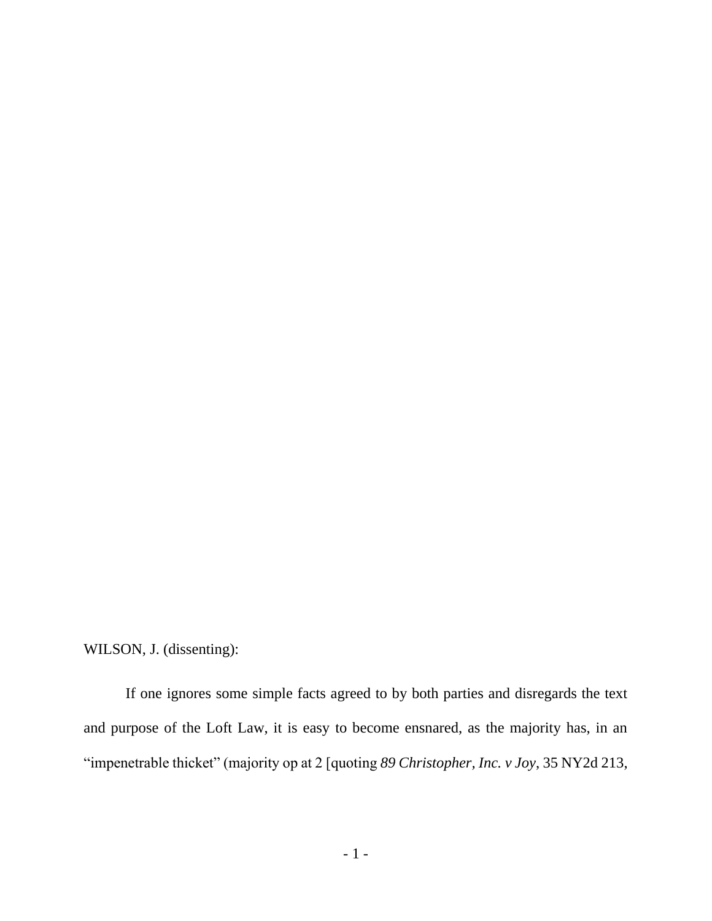WILSON, J. (dissenting):

If one ignores some simple facts agreed to by both parties and disregards the text and purpose of the Loft Law, it is easy to become ensnared, as the majority has, in an "impenetrable thicket" (majority op at 2 [quoting *89 Christopher, Inc. v Joy*, 35 NY2d 213,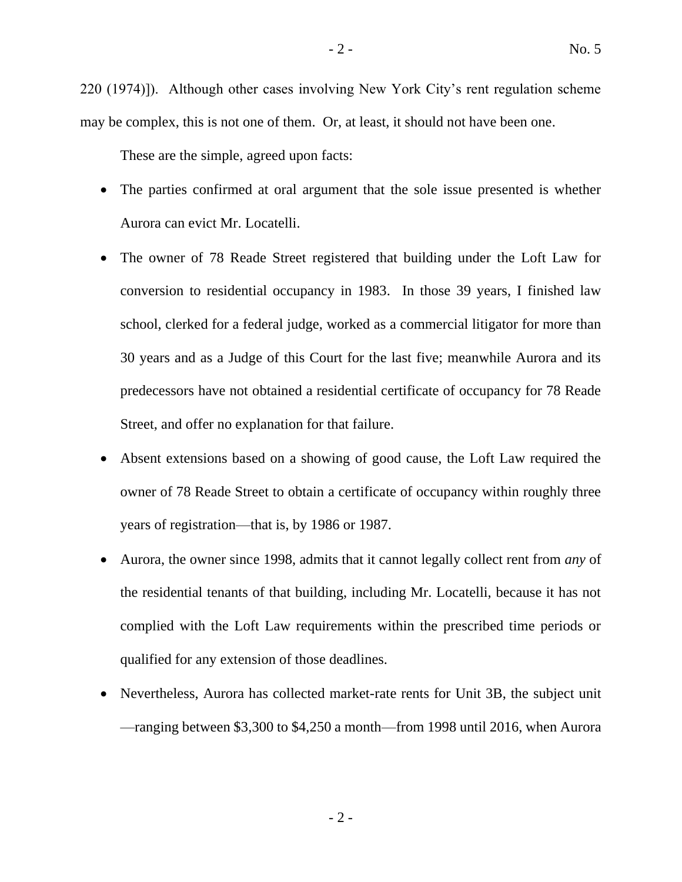220 (1974)]). Although other cases involving New York City's rent regulation scheme may be complex, this is not one of them. Or, at least, it should not have been one.

These are the simple, agreed upon facts:

- The parties confirmed at oral argument that the sole issue presented is whether Aurora can evict Mr. Locatelli.
- The owner of 78 Reade Street registered that building under the Loft Law for conversion to residential occupancy in 1983. In those 39 years, I finished law school, clerked for a federal judge, worked as a commercial litigator for more than 30 years and as a Judge of this Court for the last five; meanwhile Aurora and its predecessors have not obtained a residential certificate of occupancy for 78 Reade Street, and offer no explanation for that failure.
- Absent extensions based on a showing of good cause, the Loft Law required the owner of 78 Reade Street to obtain a certificate of occupancy within roughly three years of registration—that is, by 1986 or 1987.
- Aurora, the owner since 1998, admits that it cannot legally collect rent from *any* of the residential tenants of that building, including Mr. Locatelli, because it has not complied with the Loft Law requirements within the prescribed time periods or qualified for any extension of those deadlines.
- Nevertheless, Aurora has collected market-rate rents for Unit 3B, the subject unit —ranging between $3,300 to $4,250 a month—from 1998 until 2016, when Aurora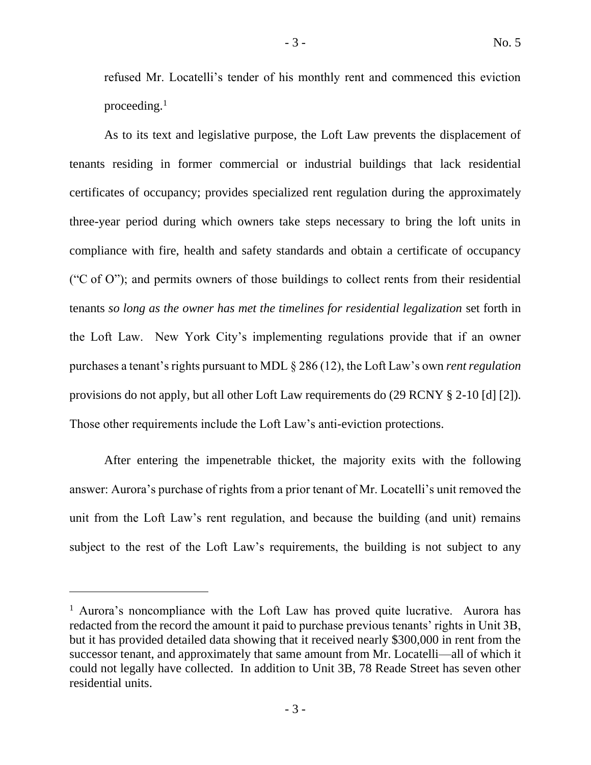refused Mr. Locatelli's tender of his monthly rent and commenced this eviction proceeding.[1]

As to its text and legislative purpose, the Loft Law prevents the displacement of tenants residing in former commercial or industrial buildings that lack residential certificates of occupancy; provides specialized rent regulation during the approximately three-year period during which owners take steps necessary to bring the loft units in compliance with fire, health and safety standards and obtain a certificate of occupancy ("C of O"); and permits owners of those buildings to collect rents from their residential tenants *so long as the owner has met the timelines for residential legalization* set forth in the Loft Law. New York City's implementing regulations provide that if an owner purchases a tenant's rights pursuant to MDL § 286 (12), the Loft Law's own *rent regulation* provisions do not apply, but all other Loft Law requirements do (29 RCNY § 2-10 [d] [2]). Those other requirements include the Loft Law's anti-eviction protections.

After entering the impenetrable thicket, the majority exits with the following answer: Aurora's purchase of rights from a prior tenant of Mr. Locatelli's unit removed the unit from the Loft Law's rent regulation, and because the building (and unit) remains subject to the rest of the Loft Law's requirements, the building is not subject to any

---

[1] Aurora's noncompliance with the Loft Law has proved quite lucrative. Aurora has redacted from the record the amount it paid to purchase previous tenants' rights in Unit 3B, but it has provided detailed data showing that it received nearly $300,000 in rent from the successor tenant, and approximately that same amount from Mr. Locatelli—all of which it could not legally have collected. In addition to Unit 3B, 78 Reade Street has seven other residential units.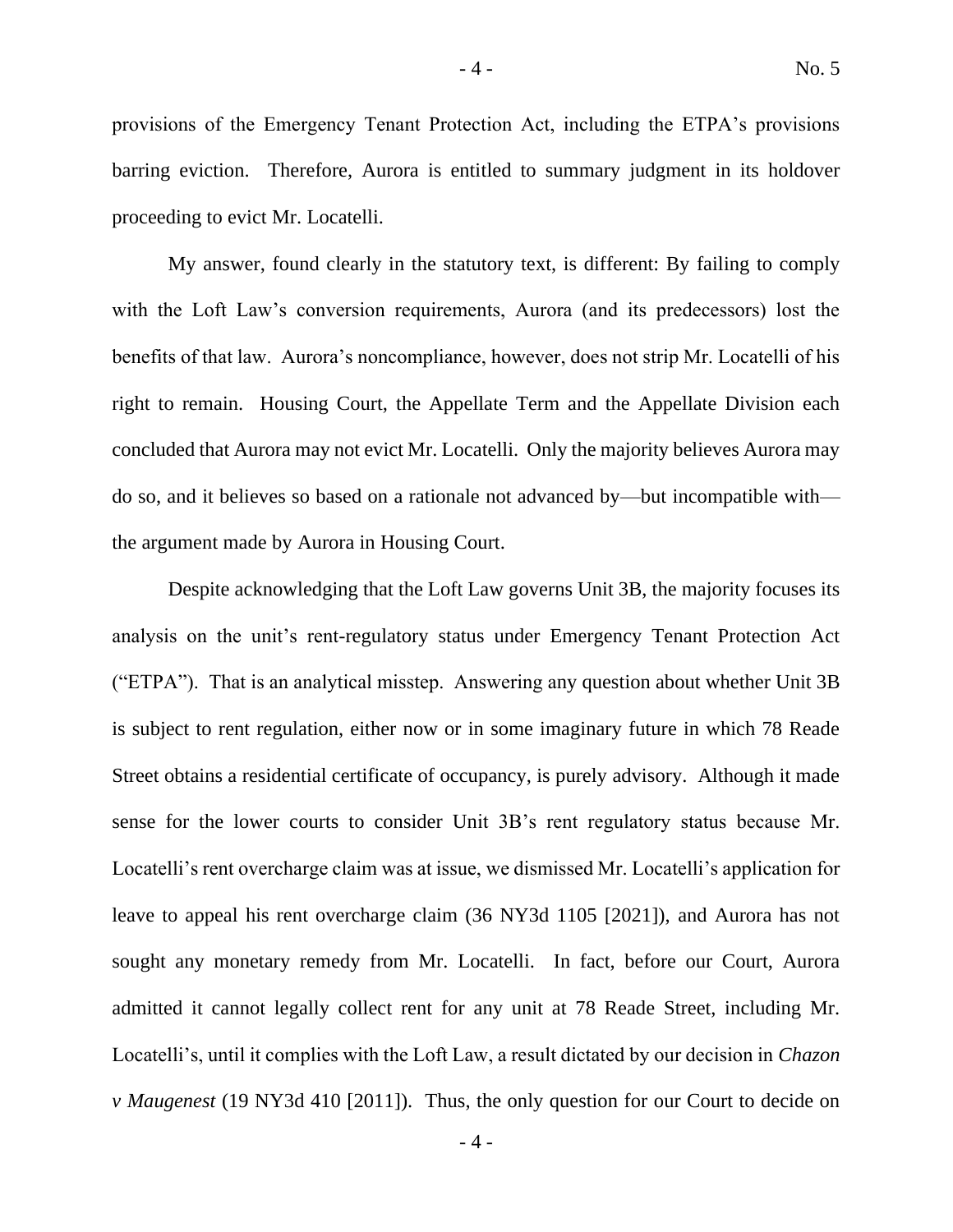provisions of the Emergency Tenant Protection Act, including the ETPA's provisions barring eviction. Therefore, Aurora is entitled to summary judgment in its holdover proceeding to evict Mr. Locatelli.

My answer, found clearly in the statutory text, is different: By failing to comply with the Loft Law's conversion requirements, Aurora (and its predecessors) lost the benefits of that law. Aurora's noncompliance, however, does not strip Mr. Locatelli of his right to remain. Housing Court, the Appellate Term and the Appellate Division each concluded that Aurora may not evict Mr. Locatelli. Only the majority believes Aurora may do so, and it believes so based on a rationale not advanced by—but incompatible with—the argument made by Aurora in Housing Court.

Despite acknowledging that the Loft Law governs Unit 3B, the majority focuses its analysis on the unit's rent-regulatory status under Emergency Tenant Protection Act ("ETPA"). That is an analytical misstep. Answering any question about whether Unit 3B is subject to rent regulation, either now or in some imaginary future in which 78 Reade Street obtains a residential certificate of occupancy, is purely advisory. Although it made sense for the lower courts to consider Unit 3B's rent regulatory status because Mr. Locatelli's rent overcharge claim was at issue, we dismissed Mr. Locatelli's application for leave to appeal his rent overcharge claim (36 NY3d 1105 [2021]), and Aurora has not sought any monetary remedy from Mr. Locatelli. In fact, before our Court, Aurora admitted it cannot legally collect rent for any unit at 78 Reade Street, including Mr. Locatelli's, until it complies with the Loft Law, a result dictated by our decision in *Chazon v Maugenest* (19 NY3d 410 [2011]). Thus, the only question for our Court to decide on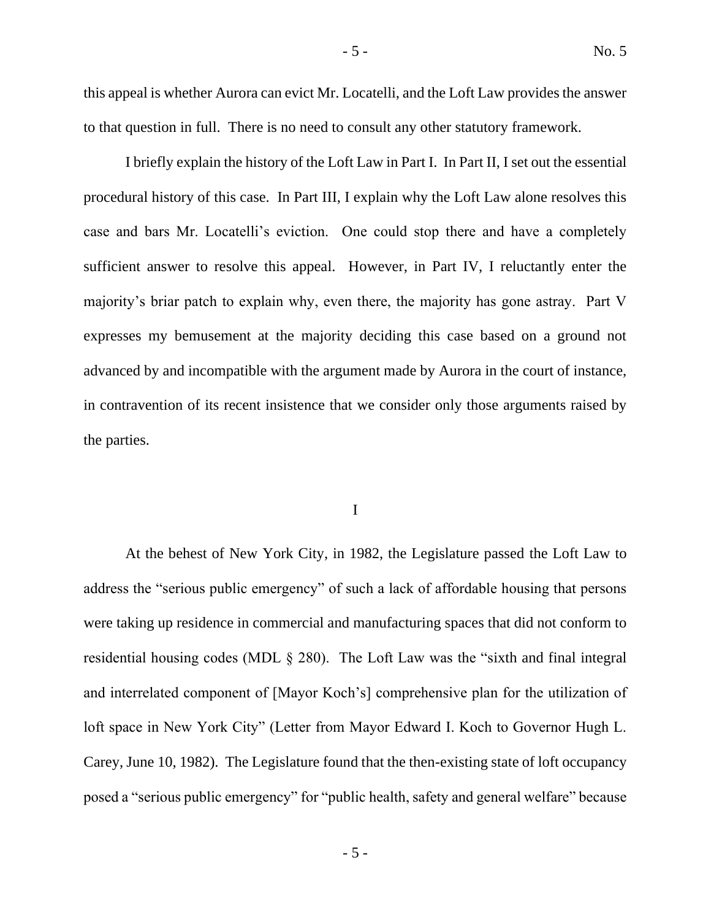this appeal is whether Aurora can evict Mr. Locatelli, and the Loft Law provides the answer to that question in full. There is no need to consult any other statutory framework.

I briefly explain the history of the Loft Law in Part I. In Part II, I set out the essential procedural history of this case. In Part III, I explain why the Loft Law alone resolves this case and bars Mr. Locatelli's eviction. One could stop there and have a completely sufficient answer to resolve this appeal. However, in Part IV, I reluctantly enter the majority's briar patch to explain why, even there, the majority has gone astray. Part V expresses my bemusement at the majority deciding this case based on a ground not advanced by and incompatible with the argument made by Aurora in the court of instance, in contravention of its recent insistence that we consider only those arguments raised by the parties.

## I

At the behest of New York City, in 1982, the Legislature passed the Loft Law to address the "serious public emergency" of such a lack of affordable housing that persons were taking up residence in commercial and manufacturing spaces that did not conform to residential housing codes (MDL § 280). The Loft Law was the "sixth and final integral and interrelated component of [Mayor Koch's] comprehensive plan for the utilization of loft space in New York City" (Letter from Mayor Edward I. Koch to Governor Hugh L. Carey, June 10, 1982). The Legislature found that the then-existing state of loft occupancy posed a "serious public emergency" for "public health, safety and general welfare" because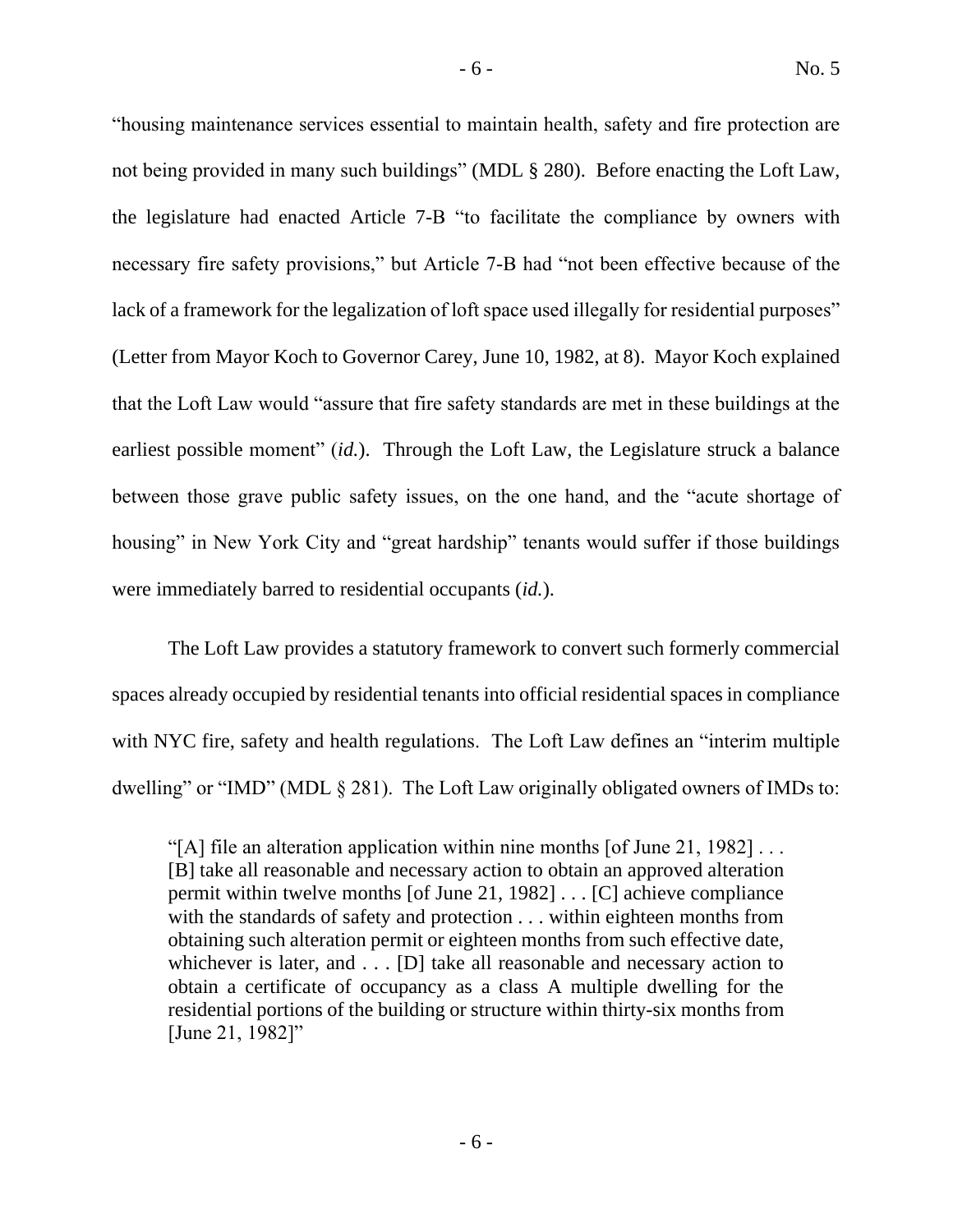"housing maintenance services essential to maintain health, safety and fire protection are not being provided in many such buildings" (MDL § 280). Before enacting the Loft Law, the legislature had enacted Article 7-B "to facilitate the compliance by owners with necessary fire safety provisions," but Article 7-B had "not been effective because of the lack of a framework for the legalization of loft space used illegally for residential purposes" (Letter from Mayor Koch to Governor Carey, June 10, 1982, at 8). Mayor Koch explained that the Loft Law would "assure that fire safety standards are met in these buildings at the earliest possible moment" (*id.*). Through the Loft Law, the Legislature struck a balance between those grave public safety issues, on the one hand, and the "acute shortage of housing" in New York City and "great hardship" tenants would suffer if those buildings were immediately barred to residential occupants (*id.*).

The Loft Law provides a statutory framework to convert such formerly commercial spaces already occupied by residential tenants into official residential spaces in compliance with NYC fire, safety and health regulations. The Loft Law defines an "interim multiple dwelling" or "IMD" (MDL § 281). The Loft Law originally obligated owners of IMDs to:

> "[A] file an alteration application within nine months [of June 21, 1982] . . . [B] take all reasonable and necessary action to obtain an approved alteration permit within twelve months [of June 21, 1982] . . . [C] achieve compliance with the standards of safety and protection . . . within eighteen months from obtaining such alteration permit or eighteen months from such effective date, whichever is later, and . . . [D] take all reasonable and necessary action to obtain a certificate of occupancy as a class A multiple dwelling for the residential portions of the building or structure within thirty-six months from [June 21, 1982]"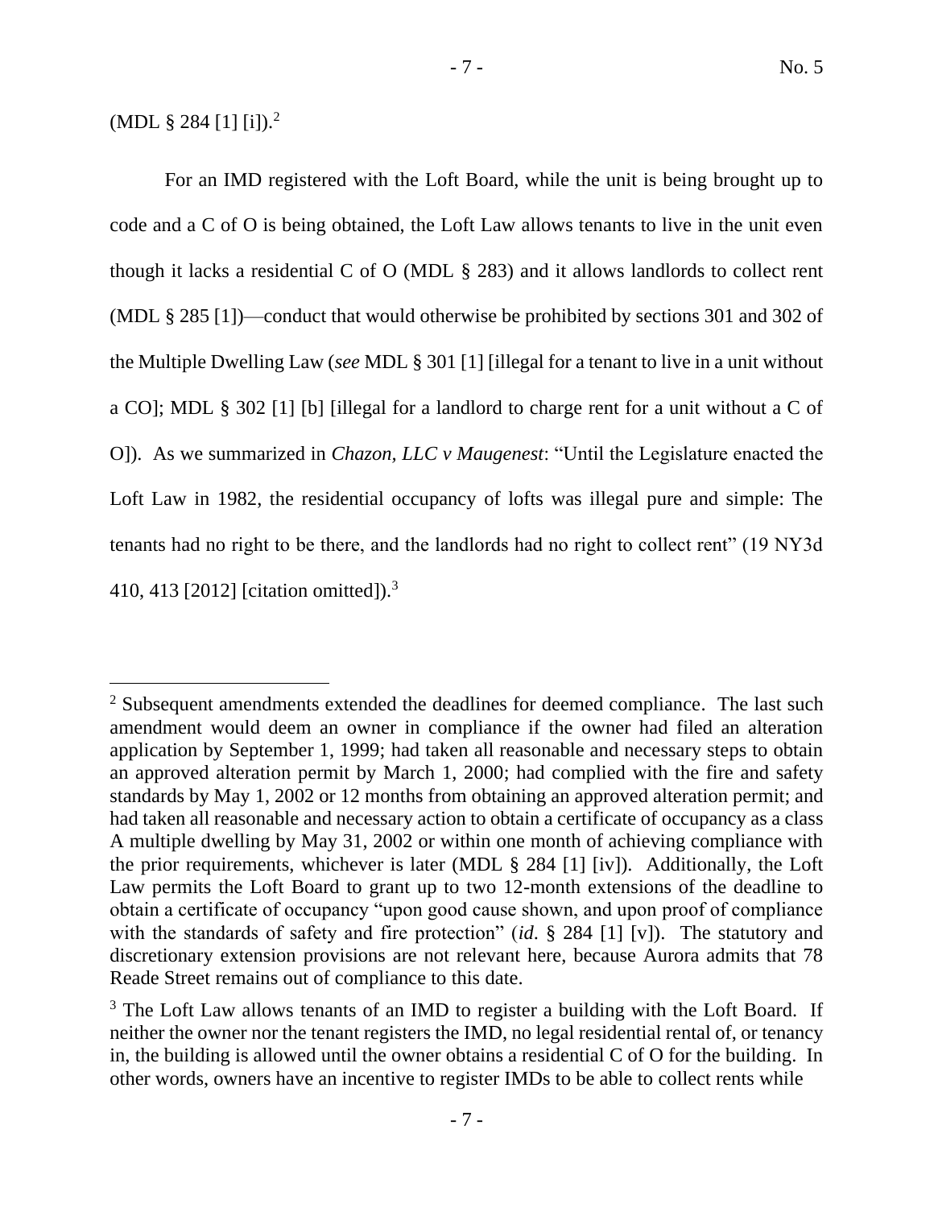(MDL § 284 [1] [i]).[2]

For an IMD registered with the Loft Board, while the unit is being brought up to code and a C of O is being obtained, the Loft Law allows tenants to live in the unit even though it lacks a residential C of O (MDL § 283) and it allows landlords to collect rent (MDL § 285 [1])—conduct that would otherwise be prohibited by sections 301 and 302 of the Multiple Dwelling Law (*see* MDL § 301 [1] [illegal for a tenant to live in a unit without a CO]; MDL § 302 [1] [b] [illegal for a landlord to charge rent for a unit without a C of O]). As we summarized in *Chazon, LLC v Maugenest*: "Until the Legislature enacted the Loft Law in 1982, the residential occupancy of lofts was illegal pure and simple: The tenants had no right to be there, and the landlords had no right to collect rent" (19 NY3d 410, 413 [2012] [citation omitted]).[3]

---

[2] Subsequent amendments extended the deadlines for deemed compliance. The last such amendment would deem an owner in compliance if the owner had filed an alteration application by September 1, 1999; had taken all reasonable and necessary steps to obtain an approved alteration permit by March 1, 2000; had complied with the fire and safety standards by May 1, 2002 or 12 months from obtaining an approved alteration permit; and had taken all reasonable and necessary action to obtain a certificate of occupancy as a class A multiple dwelling by May 31, 2002 or within one month of achieving compliance with the prior requirements, whichever is later (MDL § 284 [1] [iv]). Additionally, the Loft Law permits the Loft Board to grant up to two 12-month extensions of the deadline to obtain a certificate of occupancy "upon good cause shown, and upon proof of compliance with the standards of safety and fire protection" (*id.* § 284 [1] [v]). The statutory and discretionary extension provisions are not relevant here, because Aurora admits that 78 Reade Street remains out of compliance to this date.

[3] The Loft Law allows tenants of an IMD to register a building with the Loft Board. If neither the owner nor the tenant registers the IMD, no legal residential rental of, or tenancy in, the building is allowed until the owner obtains a residential C of O for the building. In other words, owners have an incentive to register IMDs to be able to collect rents while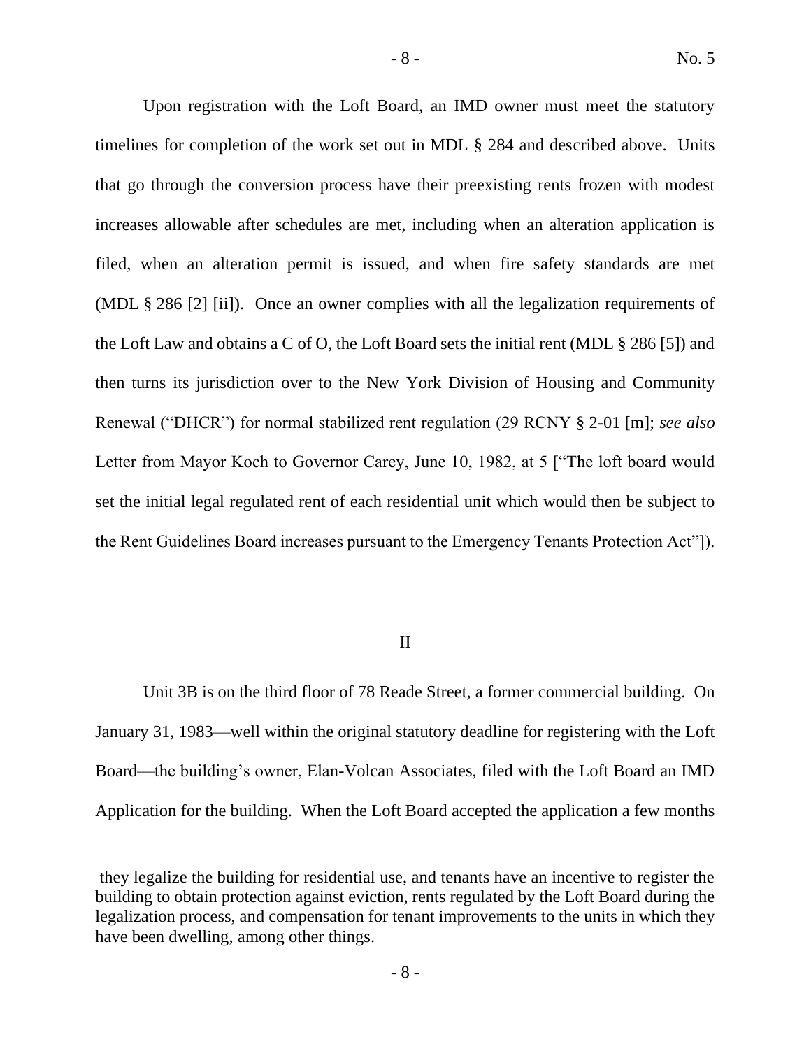Upon registration with the Loft Board, an IMD owner must meet the statutory timelines for completion of the work set out in MDL § 284 and described above. Units that go through the conversion process have their preexisting rents frozen with modest increases allowable after schedules are met, including when an alteration application is filed, when an alteration permit is issued, and when fire safety standards are met (MDL § 286 [2] [ii]). Once an owner complies with all the legalization requirements of the Loft Law and obtains a C of O, the Loft Board sets the initial rent (MDL § 286 [5]) and then turns its jurisdiction over to the New York Division of Housing and Community Renewal ("DHCR") for normal stabilized rent regulation (29 RCNY § 2-01 [m]; *see also* Letter from Mayor Koch to Governor Carey, June 10, 1982, at 5 ["The loft board would set the initial legal regulated rent of each residential unit which would then be subject to the Rent Guidelines Board increases pursuant to the Emergency Tenants Protection Act"]).

## II

Unit 3B is on the third floor of 78 Reade Street, a former commercial building. On January 31, 1983—well within the original statutory deadline for registering with the Loft Board—the building's owner, Elan-Volcan Associates, filed with the Loft Board an IMD Application for the building. When the Loft Board accepted the application a few months

---

they legalize the building for residential use, and tenants have an incentive to register the building to obtain protection against eviction, rents regulated by the Loft Board during the legalization process, and compensation for tenant improvements to the units in which they have been dwelling, among other things.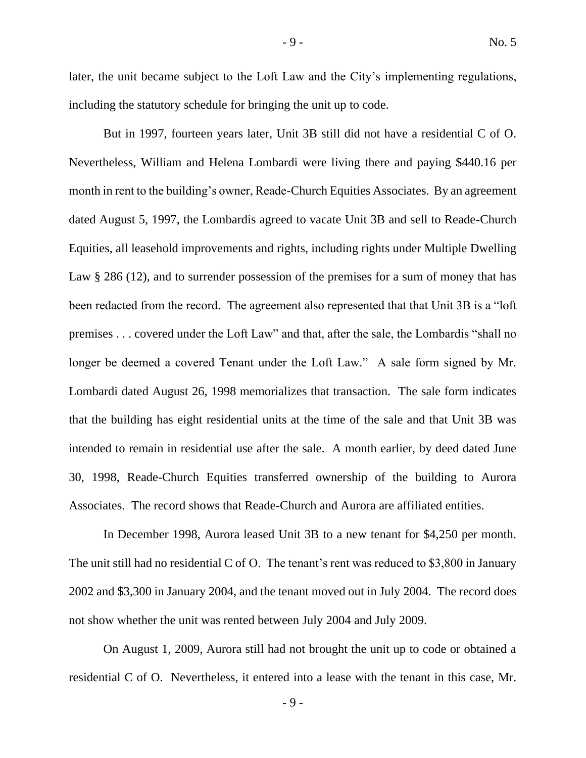later, the unit became subject to the Loft Law and the City's implementing regulations, including the statutory schedule for bringing the unit up to code.

But in 1997, fourteen years later, Unit 3B still did not have a residential C of O. Nevertheless, William and Helena Lombardi were living there and paying $440.16 per month in rent to the building's owner, Reade-Church Equities Associates. By an agreement dated August 5, 1997, the Lombardis agreed to vacate Unit 3B and sell to Reade-Church Equities, all leasehold improvements and rights, including rights under Multiple Dwelling Law § 286 (12), and to surrender possession of the premises for a sum of money that has been redacted from the record. The agreement also represented that that Unit 3B is a "loft premises . . . covered under the Loft Law" and that, after the sale, the Lombardis "shall no longer be deemed a covered Tenant under the Loft Law." A sale form signed by Mr. Lombardi dated August 26, 1998 memorializes that transaction. The sale form indicates that the building has eight residential units at the time of the sale and that Unit 3B was intended to remain in residential use after the sale. A month earlier, by deed dated June 30, 1998, Reade-Church Equities transferred ownership of the building to Aurora Associates. The record shows that Reade-Church and Aurora are affiliated entities.

In December 1998, Aurora leased Unit 3B to a new tenant for $4,250 per month. The unit still had no residential C of O. The tenant's rent was reduced to $3,800 in January 2002 and $3,300 in January 2004, and the tenant moved out in July 2004. The record does not show whether the unit was rented between July 2004 and July 2009.

On August 1, 2009, Aurora still had not brought the unit up to code or obtained a residential C of O. Nevertheless, it entered into a lease with the tenant in this case, Mr.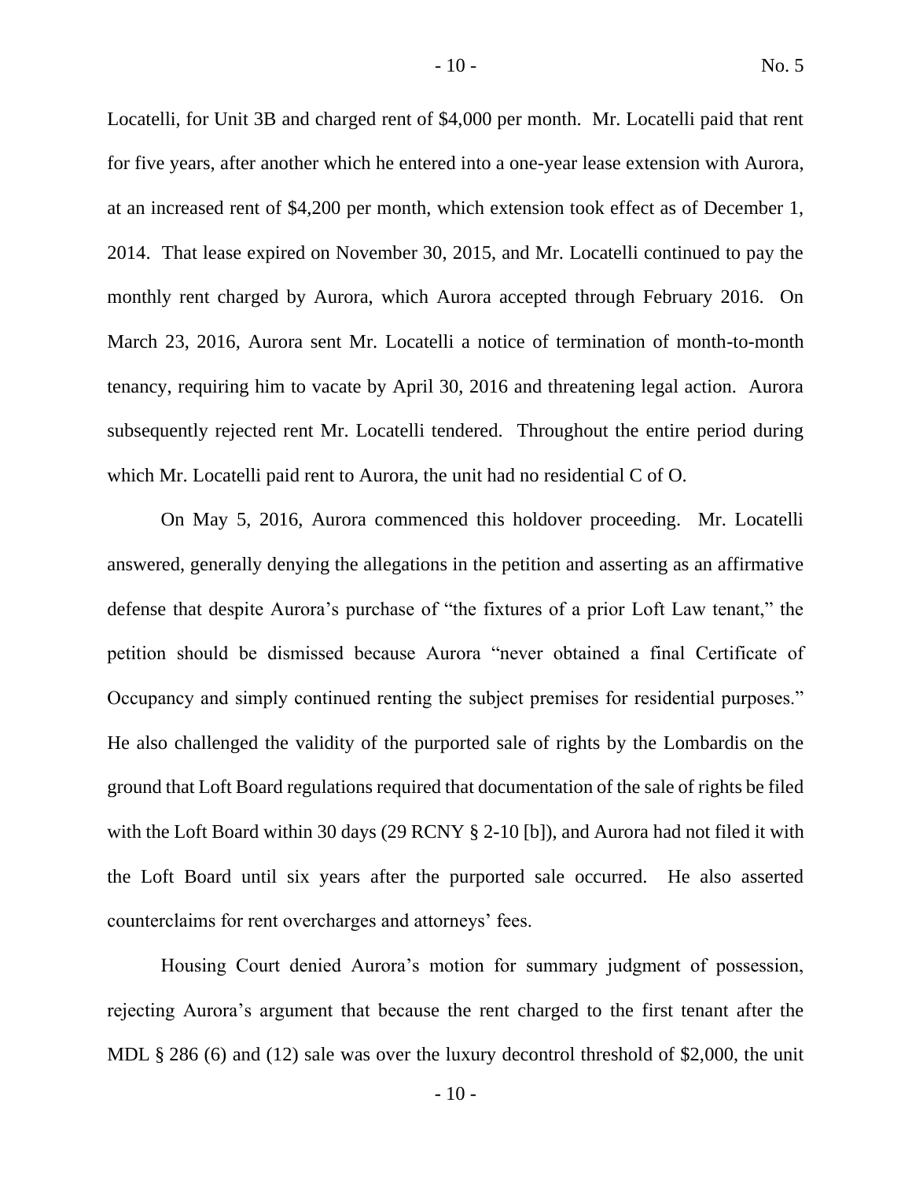Locatelli, for Unit 3B and charged rent of $4,000 per month. Mr. Locatelli paid that rent for five years, after another which he entered into a one-year lease extension with Aurora, at an increased rent of $4,200 per month, which extension took effect as of December 1, 2014. That lease expired on November 30, 2015, and Mr. Locatelli continued to pay the monthly rent charged by Aurora, which Aurora accepted through February 2016. On March 23, 2016, Aurora sent Mr. Locatelli a notice of termination of month-to-month tenancy, requiring him to vacate by April 30, 2016 and threatening legal action. Aurora subsequently rejected rent Mr. Locatelli tendered. Throughout the entire period during which Mr. Locatelli paid rent to Aurora, the unit had no residential C of O.

On May 5, 2016, Aurora commenced this holdover proceeding. Mr. Locatelli answered, generally denying the allegations in the petition and asserting as an affirmative defense that despite Aurora's purchase of "the fixtures of a prior Loft Law tenant," the petition should be dismissed because Aurora "never obtained a final Certificate of Occupancy and simply continued renting the subject premises for residential purposes." He also challenged the validity of the purported sale of rights by the Lombardis on the ground that Loft Board regulations required that documentation of the sale of rights be filed with the Loft Board within 30 days (29 RCNY § 2-10 [b]), and Aurora had not filed it with the Loft Board until six years after the purported sale occurred. He also asserted counterclaims for rent overcharges and attorneys' fees.

Housing Court denied Aurora's motion for summary judgment of possession, rejecting Aurora's argument that because the rent charged to the first tenant after the MDL § 286 (6) and (12) sale was over the luxury decontrol threshold of $2,000, the unit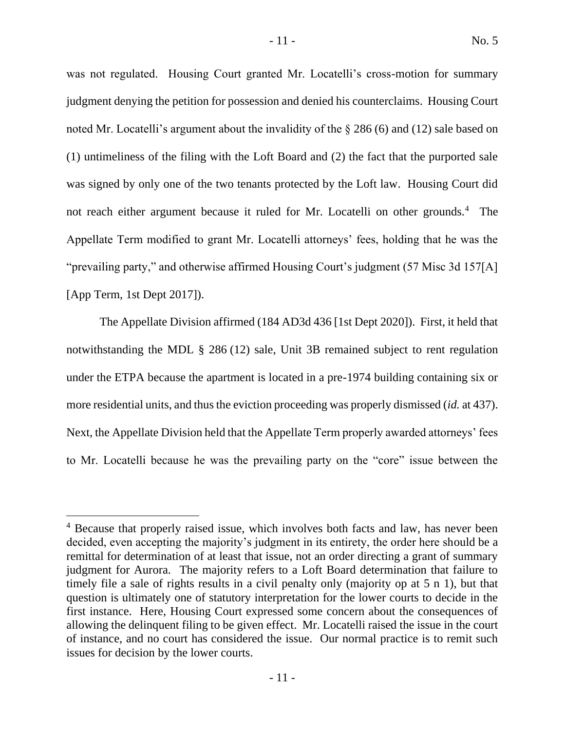was not regulated. Housing Court granted Mr. Locatelli's cross-motion for summary judgment denying the petition for possession and denied his counterclaims. Housing Court noted Mr. Locatelli's argument about the invalidity of the § 286 (6) and (12) sale based on (1) untimeliness of the filing with the Loft Board and (2) the fact that the purported sale was signed by only one of the two tenants protected by the Loft law. Housing Court did not reach either argument because it ruled for Mr. Locatelli on other grounds.[4] The Appellate Term modified to grant Mr. Locatelli attorneys' fees, holding that he was the "prevailing party," and otherwise affirmed Housing Court's judgment (57 Misc 3d 157[A] [App Term, 1st Dept 2017]).

The Appellate Division affirmed (184 AD3d 436 [1st Dept 2020]). First, it held that notwithstanding the MDL § 286 (12) sale, Unit 3B remained subject to rent regulation under the ETPA because the apartment is located in a pre-1974 building containing six or more residential units, and thus the eviction proceeding was properly dismissed (*id.* at 437). Next, the Appellate Division held that the Appellate Term properly awarded attorneys' fees to Mr. Locatelli because he was the prevailing party on the "core" issue between the

---

[4] Because that properly raised issue, which involves both facts and law, has never been decided, even accepting the majority's judgment in its entirety, the order here should be a remittal for determination of at least that issue, not an order directing a grant of summary judgment for Aurora. The majority refers to a Loft Board determination that failure to timely file a sale of rights results in a civil penalty only (majority op at 5 n 1), but that question is ultimately one of statutory interpretation for the lower courts to decide in the first instance. Here, Housing Court expressed some concern about the consequences of allowing the delinquent filing to be given effect. Mr. Locatelli raised the issue in the court of instance, and no court has considered the issue. Our normal practice is to remit such issues for decision by the lower courts.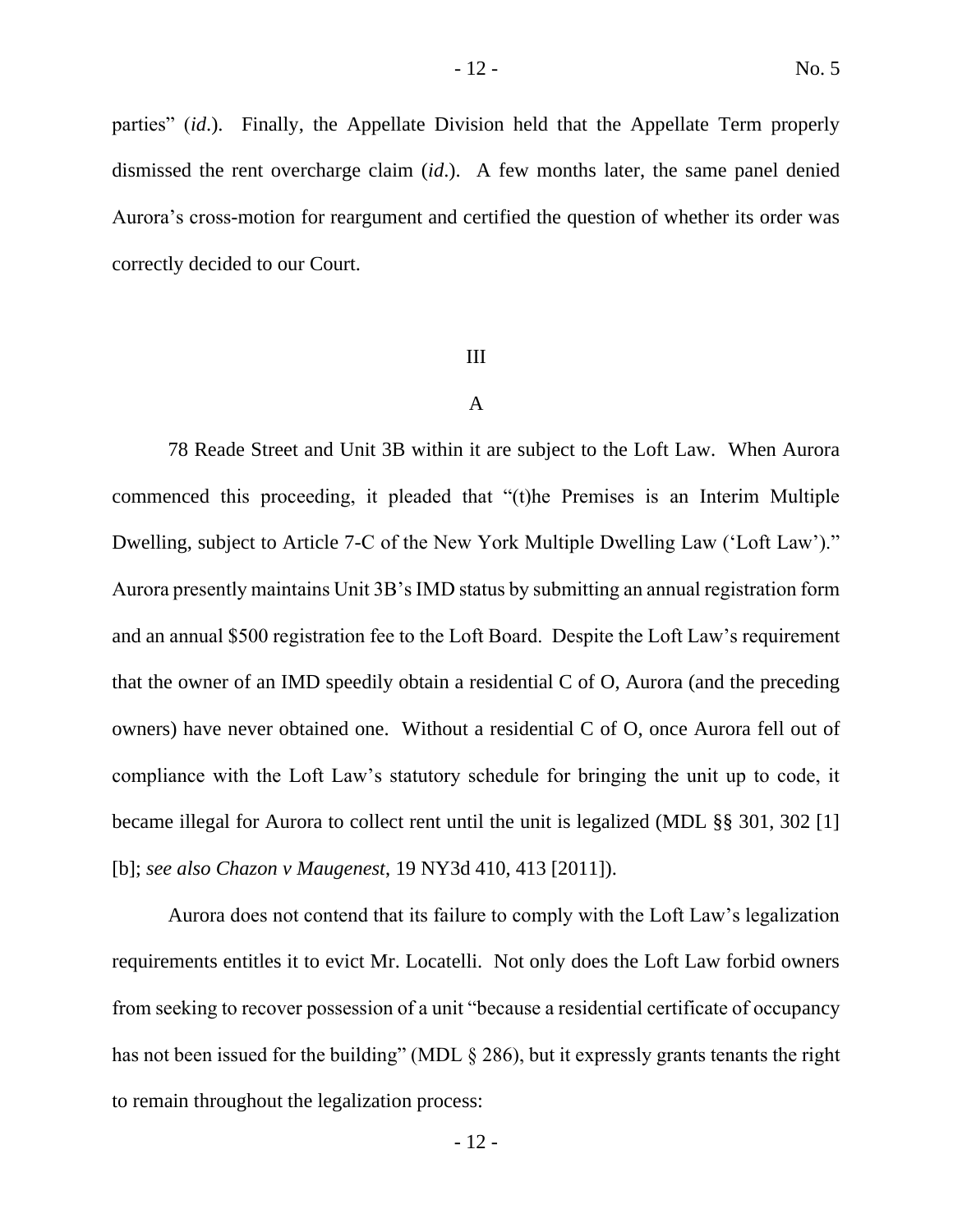parties" (*id.*). Finally, the Appellate Division held that the Appellate Term properly dismissed the rent overcharge claim (*id.*). A few months later, the same panel denied Aurora's cross-motion for reargument and certified the question of whether its order was correctly decided to our Court.

## III

### A

78 Reade Street and Unit 3B within it are subject to the Loft Law. When Aurora commenced this proceeding, it pleaded that "(t)he Premises is an Interim Multiple Dwelling, subject to Article 7-C of the New York Multiple Dwelling Law ('Loft Law')." Aurora presently maintains Unit 3B's IMD status by submitting an annual registration form and an annual $500 registration fee to the Loft Board. Despite the Loft Law's requirement that the owner of an IMD speedily obtain a residential C of O, Aurora (and the preceding owners) have never obtained one. Without a residential C of O, once Aurora fell out of compliance with the Loft Law's statutory schedule for bringing the unit up to code, it became illegal for Aurora to collect rent until the unit is legalized (MDL §§ 301, 302 [1] [b]; *see also Chazon v Maugenest*, 19 NY3d 410, 413 [2011]).

Aurora does not contend that its failure to comply with the Loft Law's legalization requirements entitles it to evict Mr. Locatelli. Not only does the Loft Law forbid owners from seeking to recover possession of a unit "because a residential certificate of occupancy has not been issued for the building" (MDL § 286), but it expressly grants tenants the right to remain throughout the legalization process: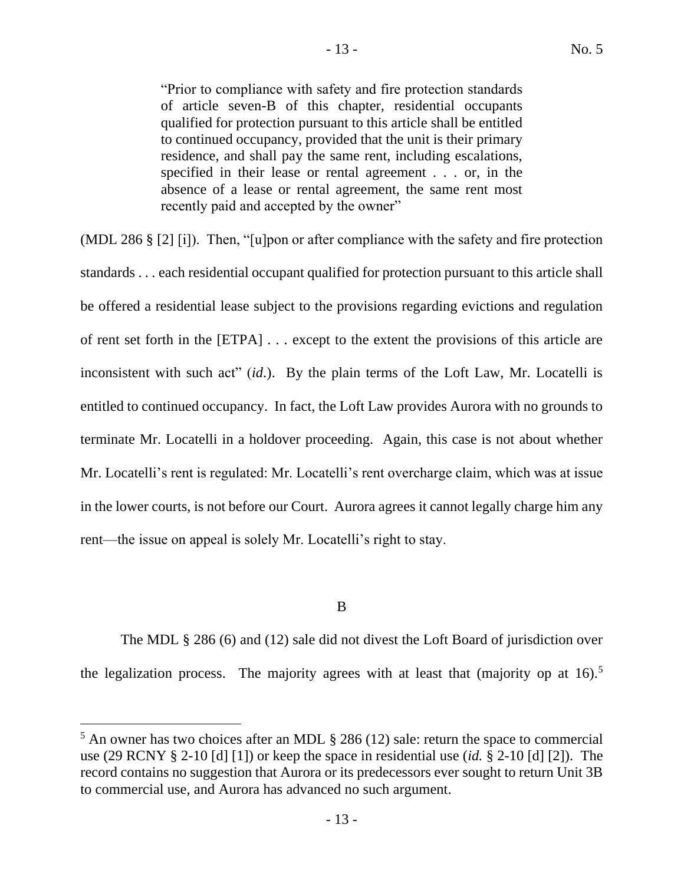> "Prior to compliance with safety and fire protection standards of article seven-B of this chapter, residential occupants qualified for protection pursuant to this article shall be entitled to continued occupancy, provided that the unit is their primary residence, and shall pay the same rent, including escalations, specified in their lease or rental agreement . . . or, in the absence of a lease or rental agreement, the same rent most recently paid and accepted by the owner"

(MDL 286 § [2] [i]). Then, "[u]pon or after compliance with the safety and fire protection standards . . . each residential occupant qualified for protection pursuant to this article shall be offered a residential lease subject to the provisions regarding evictions and regulation of rent set forth in the [ETPA] . . . except to the extent the provisions of this article are inconsistent with such act" (*id.*). By the plain terms of the Loft Law, Mr. Locatelli is entitled to continued occupancy. In fact, the Loft Law provides Aurora with no grounds to terminate Mr. Locatelli in a holdover proceeding. Again, this case is not about whether Mr. Locatelli's rent is regulated: Mr. Locatelli's rent overcharge claim, which was at issue in the lower courts, is not before our Court. Aurora agrees it cannot legally charge him any rent—the issue on appeal is solely Mr. Locatelli's right to stay.

B

The MDL § 286 (6) and (12) sale did not divest the Loft Board of jurisdiction over the legalization process. The majority agrees with at least that (majority op at 16).[5]

[5] An owner has two choices after an MDL § 286 (12) sale: return the space to commercial use (29 RCNY § 2-10 [d] [1]) or keep the space in residential use (*id.* § 2-10 [d] [2]). The record contains no suggestion that Aurora or its predecessors ever sought to return Unit 3B to commercial use, and Aurora has advanced no such argument.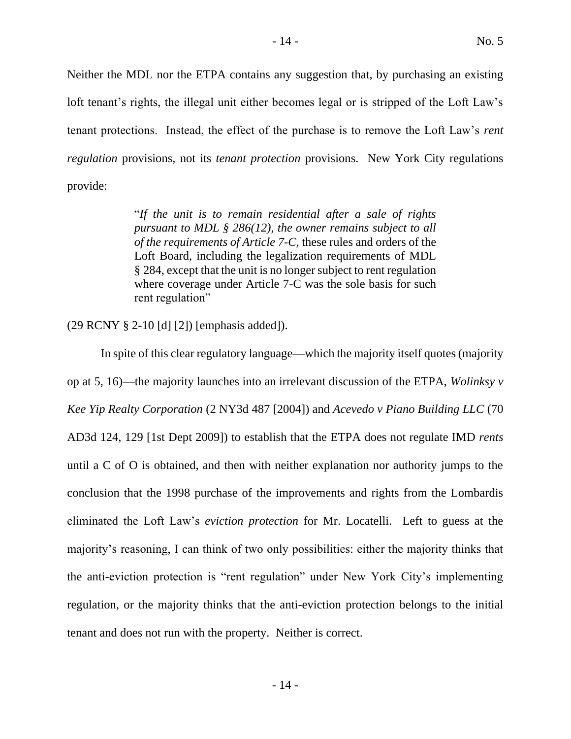Neither the MDL nor the ETPA contains any suggestion that, by purchasing an existing loft tenant's rights, the illegal unit either becomes legal or is stripped of the Loft Law's tenant protections. Instead, the effect of the purchase is to remove the Loft Law's *rent regulation* provisions, not its *tenant protection* provisions. New York City regulations provide:

> "*If the unit is to remain residential after a sale of rights pursuant to MDL § 286(12), the owner remains subject to all of the requirements of Article 7-C*, these rules and orders of the Loft Board, including the legalization requirements of MDL § 284, except that the unit is no longer subject to rent regulation where coverage under Article 7-C was the sole basis for such rent regulation"

(29 RCNY § 2-10 [d] [2]) [emphasis added]).

In spite of this clear regulatory language—which the majority itself quotes (majority op at 5, 16)—the majority launches into an irrelevant discussion of the ETPA, *Wolinksy v Kee Yip Realty Corporation* (2 NY3d 487 [2004]) and *Acevedo v Piano Building LLC* (70 AD3d 124, 129 [1st Dept 2009]) to establish that the ETPA does not regulate IMD *rents* until a C of O is obtained, and then with neither explanation nor authority jumps to the conclusion that the 1998 purchase of the improvements and rights from the Lombardis eliminated the Loft Law's *eviction protection* for Mr. Locatelli. Left to guess at the majority's reasoning, I can think of two only possibilities: either the majority thinks that the anti-eviction protection is "rent regulation" under New York City's implementing regulation, or the majority thinks that the anti-eviction protection belongs to the initial tenant and does not run with the property. Neither is correct.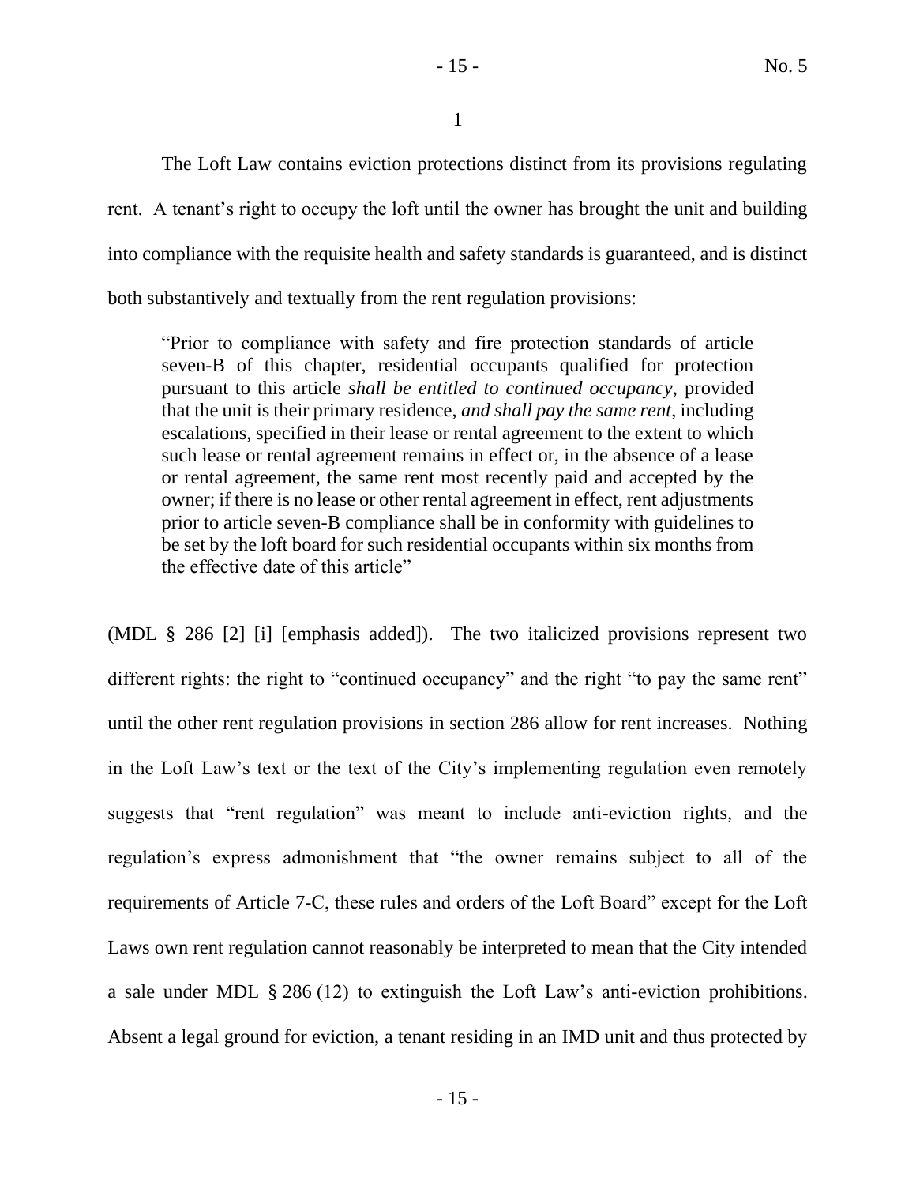1

The Loft Law contains eviction protections distinct from its provisions regulating rent. A tenant's right to occupy the loft until the owner has brought the unit and building into compliance with the requisite health and safety standards is guaranteed, and is distinct both substantively and textually from the rent regulation provisions:

> "Prior to compliance with safety and fire protection standards of article seven-B of this chapter, residential occupants qualified for protection pursuant to this article *shall be entitled to continued occupancy*, provided that the unit is their primary residence, *and shall pay the same rent*, including escalations, specified in their lease or rental agreement to the extent to which such lease or rental agreement remains in effect or, in the absence of a lease or rental agreement, the same rent most recently paid and accepted by the owner; if there is no lease or other rental agreement in effect, rent adjustments prior to article seven-B compliance shall be in conformity with guidelines to be set by the loft board for such residential occupants within six months from the effective date of this article"

(MDL § 286 [2] [i] [emphasis added]). The two italicized provisions represent two different rights: the right to "continued occupancy" and the right "to pay the same rent" until the other rent regulation provisions in section 286 allow for rent increases. Nothing in the Loft Law's text or the text of the City's implementing regulation even remotely suggests that "rent regulation" was meant to include anti-eviction rights, and the regulation's express admonishment that "the owner remains subject to all of the requirements of Article 7-C, these rules and orders of the Loft Board" except for the Loft Laws own rent regulation cannot reasonably be interpreted to mean that the City intended a sale under MDL § 286 (12) to extinguish the Loft Law's anti-eviction prohibitions. Absent a legal ground for eviction, a tenant residing in an IMD unit and thus protected by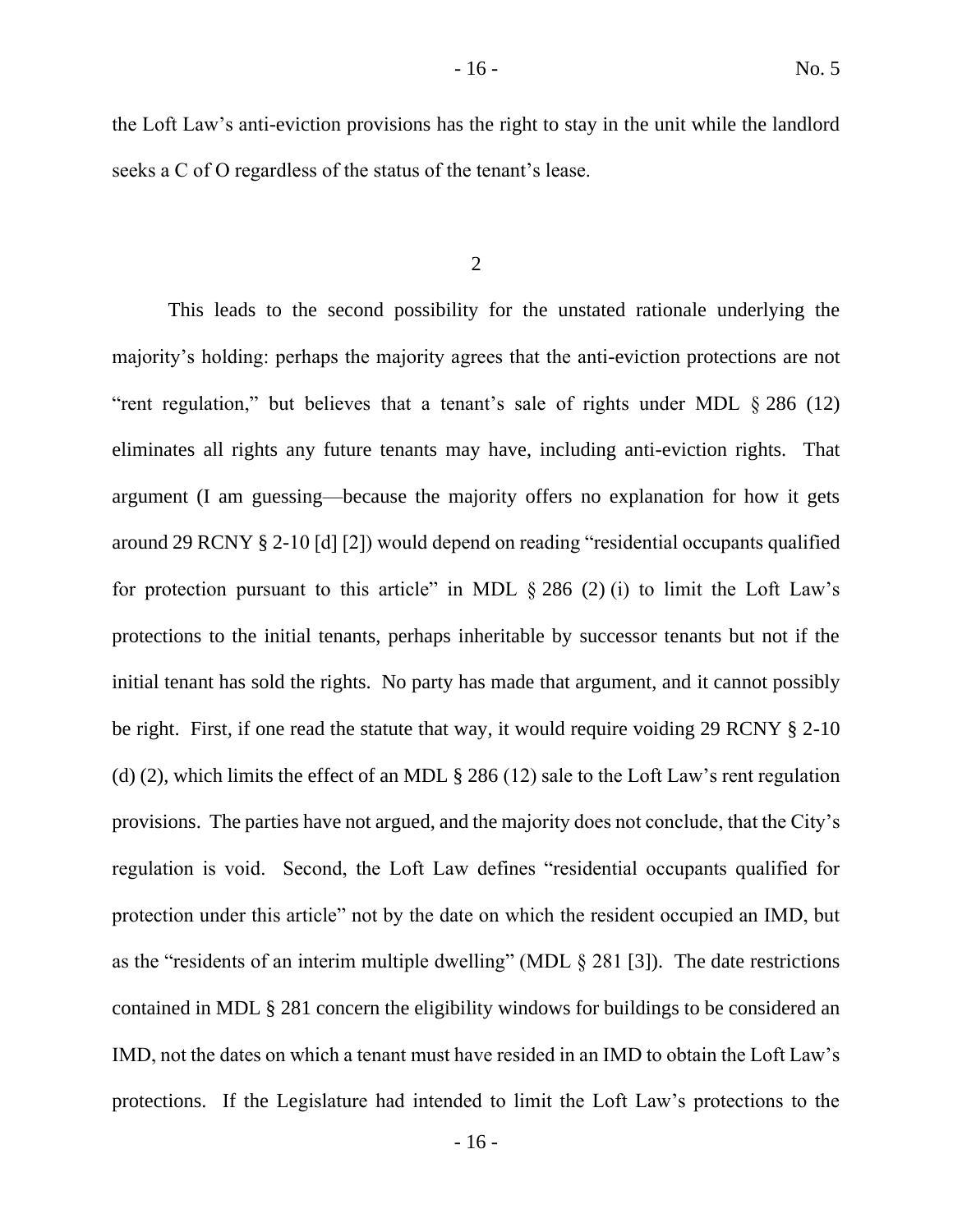the Loft Law's anti-eviction provisions has the right to stay in the unit while the landlord seeks a C of O regardless of the status of the tenant's lease.

2

This leads to the second possibility for the unstated rationale underlying the majority's holding: perhaps the majority agrees that the anti-eviction protections are not "rent regulation," but believes that a tenant's sale of rights under MDL § 286 (12) eliminates all rights any future tenants may have, including anti-eviction rights. That argument (I am guessing—because the majority offers no explanation for how it gets around 29 RCNY § 2-10 [d] [2]) would depend on reading "residential occupants qualified for protection pursuant to this article" in MDL § 286 (2) (i) to limit the Loft Law's protections to the initial tenants, perhaps inheritable by successor tenants but not if the initial tenant has sold the rights. No party has made that argument, and it cannot possibly be right. First, if one read the statute that way, it would require voiding 29 RCNY § 2-10 (d) (2), which limits the effect of an MDL § 286 (12) sale to the Loft Law's rent regulation provisions. The parties have not argued, and the majority does not conclude, that the City's regulation is void. Second, the Loft Law defines "residential occupants qualified for protection under this article" not by the date on which the resident occupied an IMD, but as the "residents of an interim multiple dwelling" (MDL § 281 [3]). The date restrictions contained in MDL § 281 concern the eligibility windows for buildings to be considered an IMD, not the dates on which a tenant must have resided in an IMD to obtain the Loft Law's protections. If the Legislature had intended to limit the Loft Law's protections to the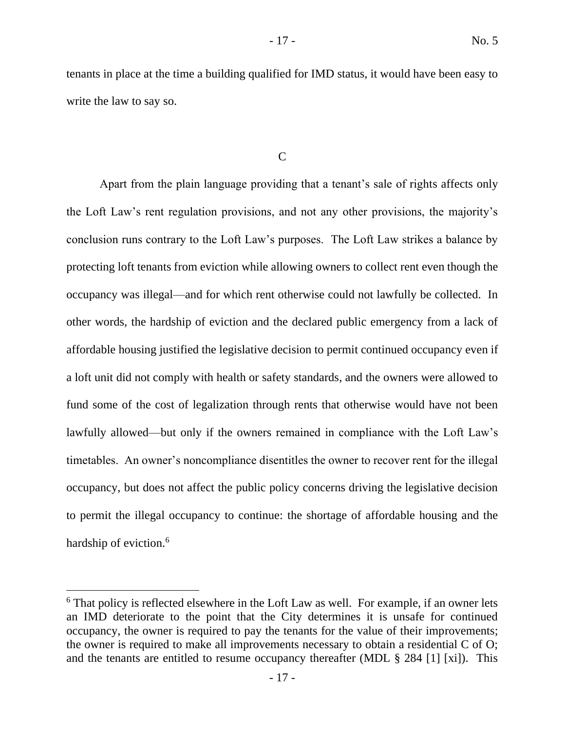tenants in place at the time a building qualified for IMD status, it would have been easy to write the law to say so.

## C

Apart from the plain language providing that a tenant's sale of rights affects only the Loft Law's rent regulation provisions, and not any other provisions, the majority's conclusion runs contrary to the Loft Law's purposes. The Loft Law strikes a balance by protecting loft tenants from eviction while allowing owners to collect rent even though the occupancy was illegal—and for which rent otherwise could not lawfully be collected. In other words, the hardship of eviction and the declared public emergency from a lack of affordable housing justified the legislative decision to permit continued occupancy even if a loft unit did not comply with health or safety standards, and the owners were allowed to fund some of the cost of legalization through rents that otherwise would have not been lawfully allowed—but only if the owners remained in compliance with the Loft Law's timetables. An owner's noncompliance disentitles the owner to recover rent for the illegal occupancy, but does not affect the public policy concerns driving the legislative decision to permit the illegal occupancy to continue: the shortage of affordable housing and the hardship of eviction.[6]

---

[6] That policy is reflected elsewhere in the Loft Law as well. For example, if an owner lets an IMD deteriorate to the point that the City determines it is unsafe for continued occupancy, the owner is required to pay the tenants for the value of their improvements; the owner is required to make all improvements necessary to obtain a residential C of O; and the tenants are entitled to resume occupancy thereafter (MDL § 284 [1] [xi]). This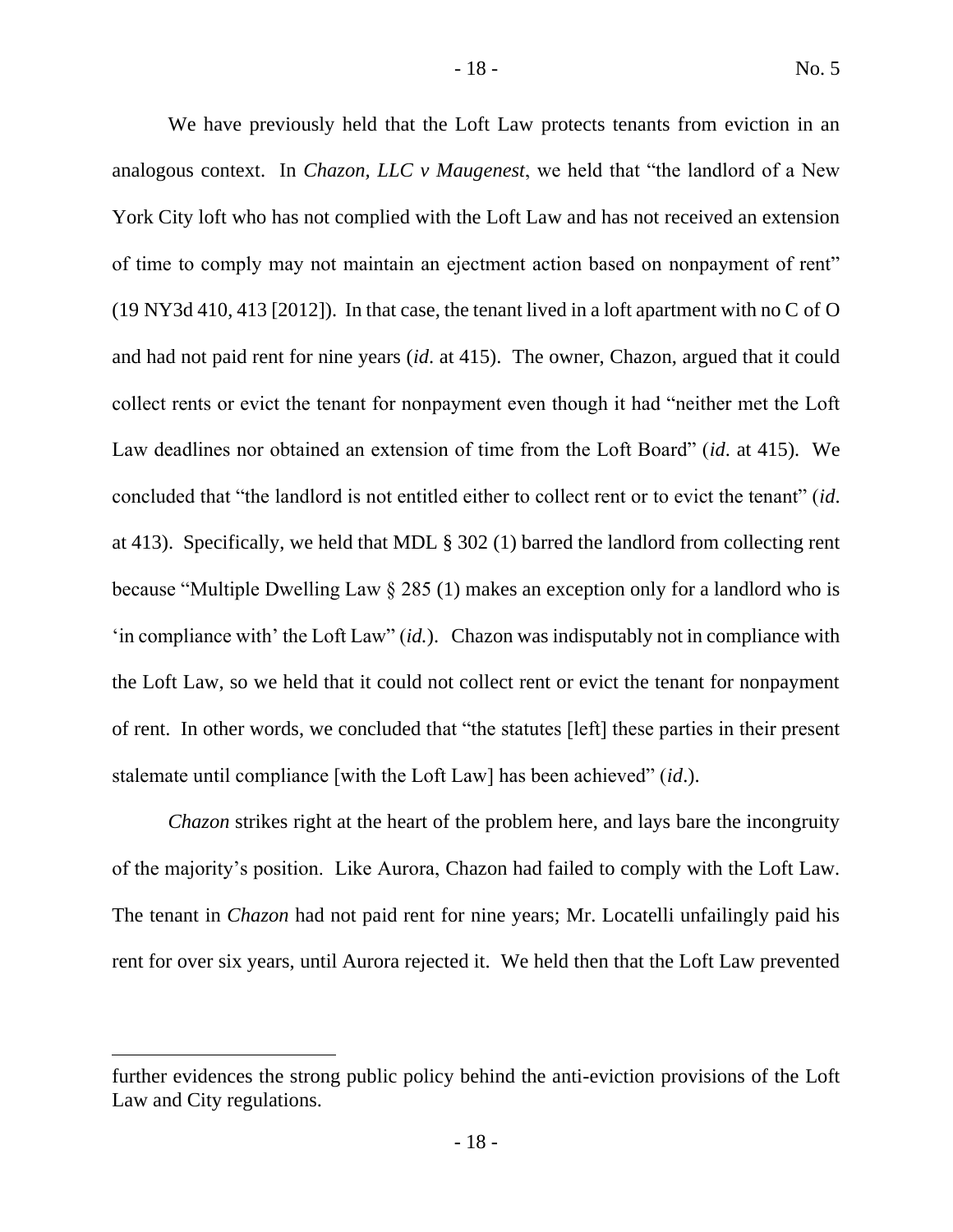We have previously held that the Loft Law protects tenants from eviction in an analogous context. In *Chazon, LLC v Maugenest*, we held that "the landlord of a New York City loft who has not complied with the Loft Law and has not received an extension of time to comply may not maintain an ejectment action based on nonpayment of rent" (19 NY3d 410, 413 [2012]). In that case, the tenant lived in a loft apartment with no C of O and had not paid rent for nine years (*id*. at 415). The owner, Chazon, argued that it could collect rents or evict the tenant for nonpayment even though it had "neither met the Loft Law deadlines nor obtained an extension of time from the Loft Board" (*id*. at 415). We concluded that "the landlord is not entitled either to collect rent or to evict the tenant" (*id*. at 413). Specifically, we held that MDL § 302 (1) barred the landlord from collecting rent because "Multiple Dwelling Law § 285 (1) makes an exception only for a landlord who is 'in compliance with' the Loft Law" (*id.*). Chazon was indisputably not in compliance with the Loft Law, so we held that it could not collect rent or evict the tenant for nonpayment of rent. In other words, we concluded that "the statutes [left] these parties in their present stalemate until compliance [with the Loft Law] has been achieved" (*id*.).

*Chazon* strikes right at the heart of the problem here, and lays bare the incongruity of the majority's position. Like Aurora, Chazon had failed to comply with the Loft Law. The tenant in *Chazon* had not paid rent for nine years; Mr. Locatelli unfailingly paid his rent for over six years, until Aurora rejected it. We held then that the Loft Law prevented

further evidences the strong public policy behind the anti-eviction provisions of the Loft Law and City regulations.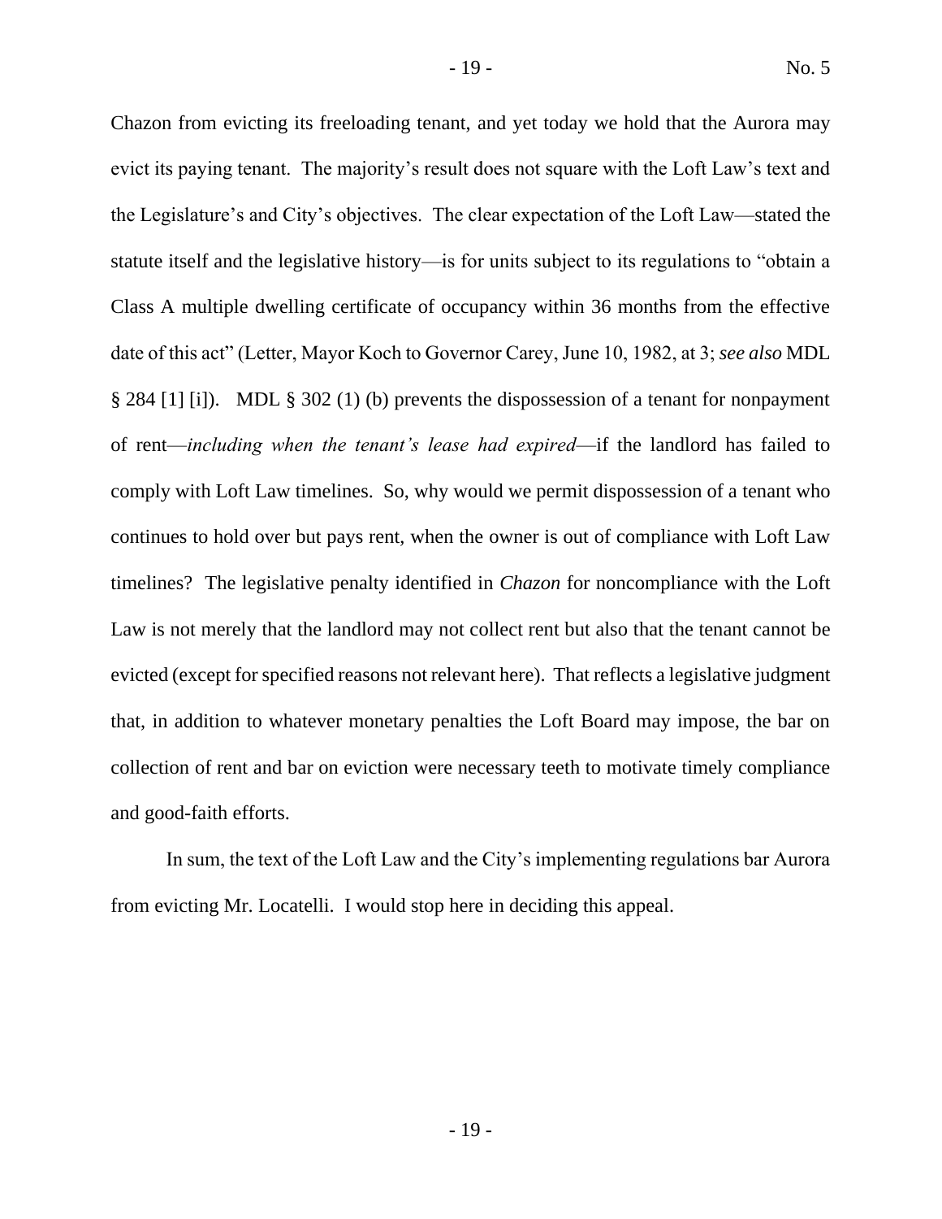Chazon from evicting its freeloading tenant, and yet today we hold that the Aurora may evict its paying tenant. The majority's result does not square with the Loft Law's text and the Legislature's and City's objectives. The clear expectation of the Loft Law—stated the statute itself and the legislative history—is for units subject to its regulations to "obtain a Class A multiple dwelling certificate of occupancy within 36 months from the effective date of this act" (Letter, Mayor Koch to Governor Carey, June 10, 1982, at 3; *see also* MDL § 284 [1] [i]). MDL § 302 (1) (b) prevents the dispossession of a tenant for nonpayment of rent—*including when the tenant's lease had expired*—if the landlord has failed to comply with Loft Law timelines. So, why would we permit dispossession of a tenant who continues to hold over but pays rent, when the owner is out of compliance with Loft Law timelines? The legislative penalty identified in *Chazon* for noncompliance with the Loft Law is not merely that the landlord may not collect rent but also that the tenant cannot be evicted (except for specified reasons not relevant here). That reflects a legislative judgment that, in addition to whatever monetary penalties the Loft Board may impose, the bar on collection of rent and bar on eviction were necessary teeth to motivate timely compliance and good-faith efforts.

In sum, the text of the Loft Law and the City's implementing regulations bar Aurora from evicting Mr. Locatelli. I would stop here in deciding this appeal.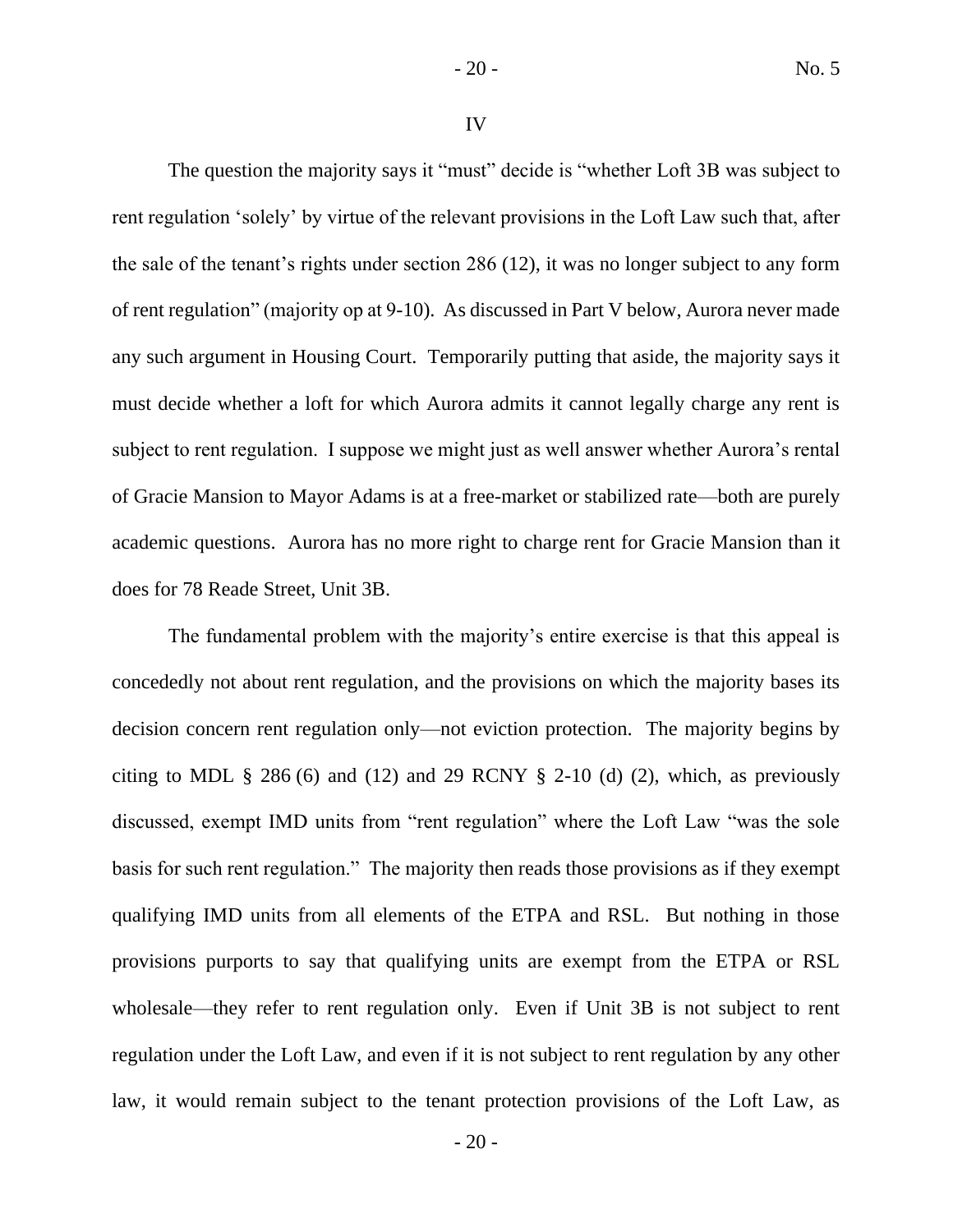IV

The question the majority says it "must" decide is "whether Loft 3B was subject to rent regulation 'solely' by virtue of the relevant provisions in the Loft Law such that, after the sale of the tenant's rights under section 286 (12), it was no longer subject to any form of rent regulation" (majority op at 9-10). As discussed in Part V below, Aurora never made any such argument in Housing Court. Temporarily putting that aside, the majority says it must decide whether a loft for which Aurora admits it cannot legally charge any rent is subject to rent regulation. I suppose we might just as well answer whether Aurora's rental of Gracie Mansion to Mayor Adams is at a free-market or stabilized rate—both are purely academic questions. Aurora has no more right to charge rent for Gracie Mansion than it does for 78 Reade Street, Unit 3B.

The fundamental problem with the majority's entire exercise is that this appeal is concededly not about rent regulation, and the provisions on which the majority bases its decision concern rent regulation only—not eviction protection. The majority begins by citing to MDL § 286 (6) and (12) and 29 RCNY § 2-10 (d) (2), which, as previously discussed, exempt IMD units from "rent regulation" where the Loft Law "was the sole basis for such rent regulation." The majority then reads those provisions as if they exempt qualifying IMD units from all elements of the ETPA and RSL. But nothing in those provisions purports to say that qualifying units are exempt from the ETPA or RSL wholesale—they refer to rent regulation only. Even if Unit 3B is not subject to rent regulation under the Loft Law, and even if it is not subject to rent regulation by any other law, it would remain subject to the tenant protection provisions of the Loft Law, as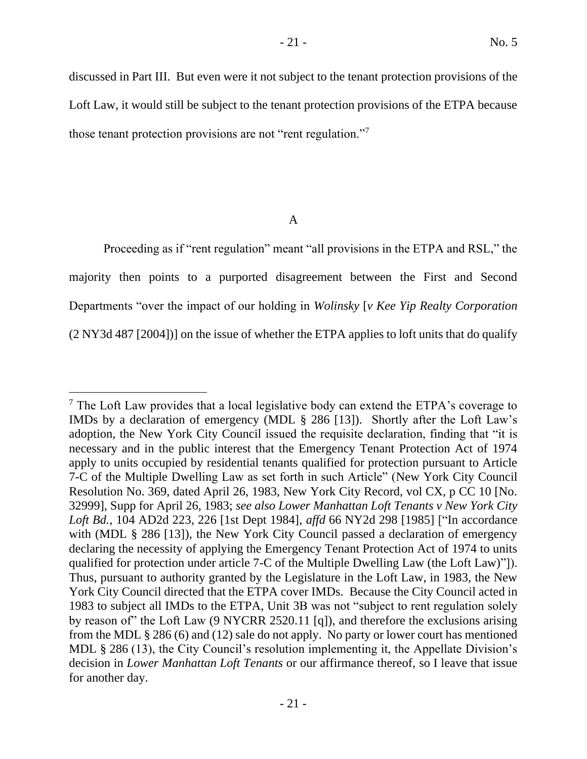discussed in Part III. But even were it not subject to the tenant protection provisions of the Loft Law, it would still be subject to the tenant protection provisions of the ETPA because those tenant protection provisions are not "rent regulation."[7]

A

Proceeding as if "rent regulation" meant "all provisions in the ETPA and RSL," the majority then points to a purported disagreement between the First and Second Departments "over the impact of our holding in *Wolinsky* [*v Kee Yip Realty Corporation* (2 NY3d 487 [2004])] on the issue of whether the ETPA applies to loft units that do qualify

---

[7] The Loft Law provides that a local legislative body can extend the ETPA's coverage to IMDs by a declaration of emergency (MDL § 286 [13]). Shortly after the Loft Law's adoption, the New York City Council issued the requisite declaration, finding that "it is necessary and in the public interest that the Emergency Tenant Protection Act of 1974 apply to units occupied by residential tenants qualified for protection pursuant to Article 7-C of the Multiple Dwelling Law as set forth in such Article" (New York City Council Resolution No. 369, dated April 26, 1983, New York City Record, vol CX, p CC 10 [No. 32999], Supp for April 26, 1983; *see also Lower Manhattan Loft Tenants v New York City Loft Bd.*, 104 AD2d 223, 226 [1st Dept 1984], *affd* 66 NY2d 298 [1985] ["In accordance with (MDL § 286 [13]), the New York City Council passed a declaration of emergency declaring the necessity of applying the Emergency Tenant Protection Act of 1974 to units qualified for protection under article 7-C of the Multiple Dwelling Law (the Loft Law)"]). Thus, pursuant to authority granted by the Legislature in the Loft Law, in 1983, the New York City Council directed that the ETPA cover IMDs. Because the City Council acted in 1983 to subject all IMDs to the ETPA, Unit 3B was not "subject to rent regulation solely by reason of" the Loft Law (9 NYCRR 2520.11 [q]), and therefore the exclusions arising from the MDL § 286 (6) and (12) sale do not apply. No party or lower court has mentioned MDL § 286 (13), the City Council's resolution implementing it, the Appellate Division's decision in *Lower Manhattan Loft Tenants* or our affirmance thereof, so I leave that issue for another day.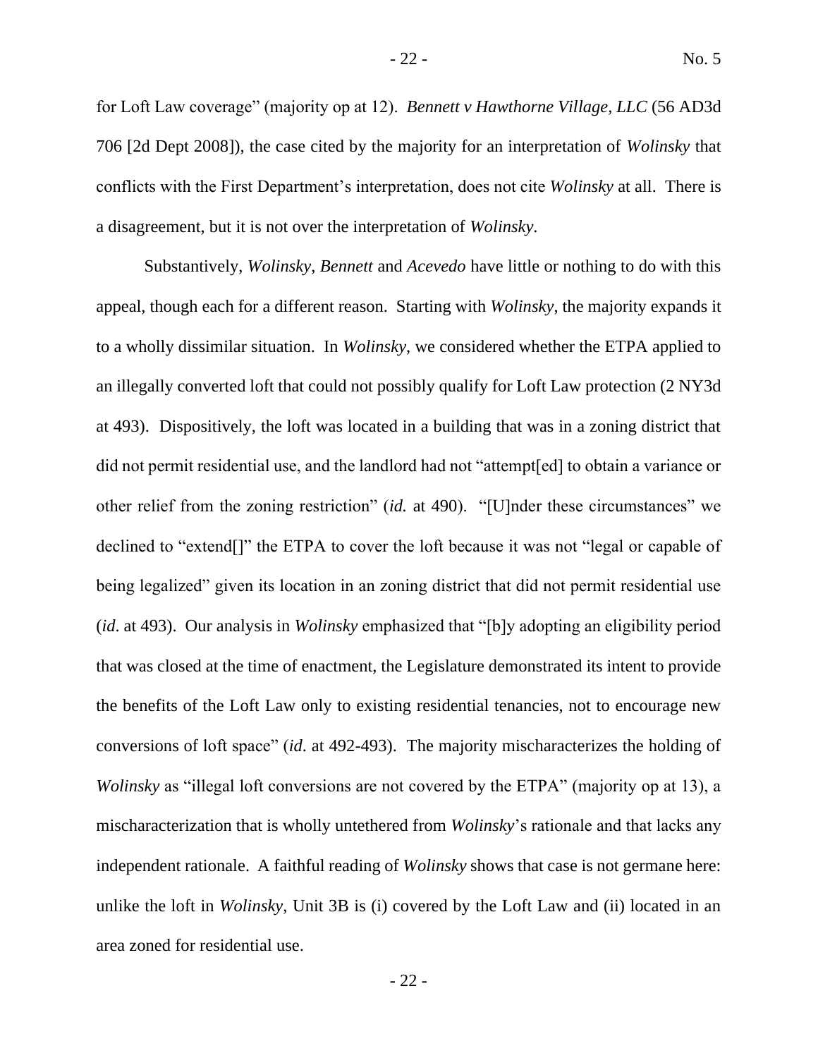for Loft Law coverage" (majority op at 12). *Bennett v Hawthorne Village, LLC* (56 AD3d 706 [2d Dept 2008]), the case cited by the majority for an interpretation of *Wolinsky* that conflicts with the First Department's interpretation, does not cite *Wolinsky* at all. There is a disagreement, but it is not over the interpretation of *Wolinsky*.

Substantively, *Wolinsky*, *Bennett* and *Acevedo* have little or nothing to do with this appeal, though each for a different reason. Starting with *Wolinsky*, the majority expands it to a wholly dissimilar situation. In *Wolinsky*, we considered whether the ETPA applied to an illegally converted loft that could not possibly qualify for Loft Law protection (2 NY3d at 493). Dispositively, the loft was located in a building that was in a zoning district that did not permit residential use, and the landlord had not "attempt[ed] to obtain a variance or other relief from the zoning restriction" (*id.* at 490). "[U]nder these circumstances" we declined to "extend[]" the ETPA to cover the loft because it was not "legal or capable of being legalized" given its location in an zoning district that did not permit residential use (*id*. at 493). Our analysis in *Wolinsky* emphasized that "[b]y adopting an eligibility period that was closed at the time of enactment, the Legislature demonstrated its intent to provide the benefits of the Loft Law only to existing residential tenancies, not to encourage new conversions of loft space" (*id*. at 492-493). The majority mischaracterizes the holding of *Wolinsky* as "illegal loft conversions are not covered by the ETPA" (majority op at 13), a mischaracterization that is wholly untethered from *Wolinsky*'s rationale and that lacks any independent rationale. A faithful reading of *Wolinsky* shows that case is not germane here: unlike the loft in *Wolinsky*, Unit 3B is (i) covered by the Loft Law and (ii) located in an area zoned for residential use.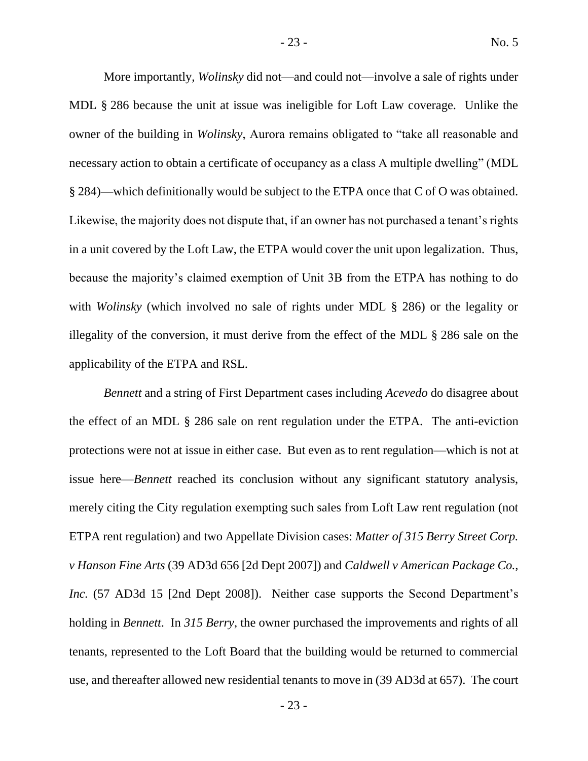More importantly, *Wolinsky* did not—and could not—involve a sale of rights under MDL § 286 because the unit at issue was ineligible for Loft Law coverage. Unlike the owner of the building in *Wolinsky*, Aurora remains obligated to "take all reasonable and necessary action to obtain a certificate of occupancy as a class A multiple dwelling" (MDL § 284)—which definitionally would be subject to the ETPA once that C of O was obtained. Likewise, the majority does not dispute that, if an owner has not purchased a tenant's rights in a unit covered by the Loft Law, the ETPA would cover the unit upon legalization. Thus, because the majority's claimed exemption of Unit 3B from the ETPA has nothing to do with *Wolinsky* (which involved no sale of rights under MDL § 286) or the legality or illegality of the conversion, it must derive from the effect of the MDL § 286 sale on the applicability of the ETPA and RSL.

*Bennett* and a string of First Department cases including *Acevedo* do disagree about the effect of an MDL § 286 sale on rent regulation under the ETPA. The anti-eviction protections were not at issue in either case. But even as to rent regulation—which is not at issue here—*Bennett* reached its conclusion without any significant statutory analysis, merely citing the City regulation exempting such sales from Loft Law rent regulation (not ETPA rent regulation) and two Appellate Division cases: *Matter of 315 Berry Street Corp. v Hanson Fine Arts* (39 AD3d 656 [2d Dept 2007]) and *Caldwell v American Package Co., Inc.* (57 AD3d 15 [2nd Dept 2008]). Neither case supports the Second Department's holding in *Bennett*. In *315 Berry*, the owner purchased the improvements and rights of all tenants, represented to the Loft Board that the building would be returned to commercial use, and thereafter allowed new residential tenants to move in (39 AD3d at 657). The court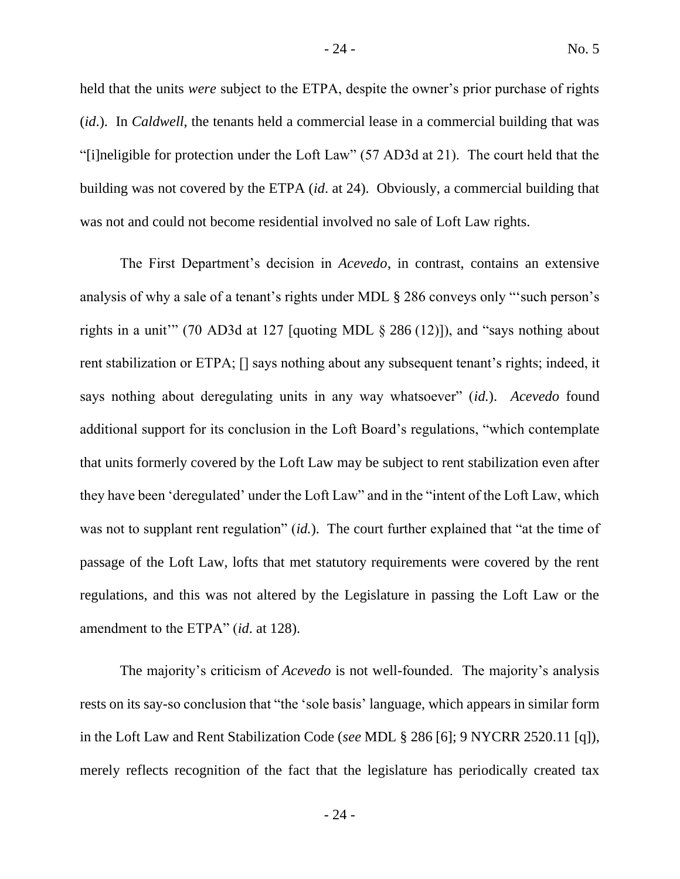held that the units *were* subject to the ETPA, despite the owner's prior purchase of rights (*id*.). In *Caldwell*, the tenants held a commercial lease in a commercial building that was "[i]neligible for protection under the Loft Law" (57 AD3d at 21). The court held that the building was not covered by the ETPA (*id*. at 24). Obviously, a commercial building that was not and could not become residential involved no sale of Loft Law rights.

The First Department's decision in *Acevedo*, in contrast, contains an extensive analysis of why a sale of a tenant's rights under MDL § 286 conveys only "'such person's rights in a unit'" (70 AD3d at 127 [quoting MDL § 286 (12)]), and "says nothing about rent stabilization or ETPA; [] says nothing about any subsequent tenant's rights; indeed, it says nothing about deregulating units in any way whatsoever" (*id.*). *Acevedo* found additional support for its conclusion in the Loft Board's regulations, "which contemplate that units formerly covered by the Loft Law may be subject to rent stabilization even after they have been 'deregulated' under the Loft Law" and in the "intent of the Loft Law, which was not to supplant rent regulation" (*id.*). The court further explained that "at the time of passage of the Loft Law, lofts that met statutory requirements were covered by the rent regulations, and this was not altered by the Legislature in passing the Loft Law or the amendment to the ETPA" (*id*. at 128).

The majority's criticism of *Acevedo* is not well-founded. The majority's analysis rests on its say-so conclusion that "the 'sole basis' language, which appears in similar form in the Loft Law and Rent Stabilization Code (*see* MDL § 286 [6]; 9 NYCRR 2520.11 [q]), merely reflects recognition of the fact that the legislature has periodically created tax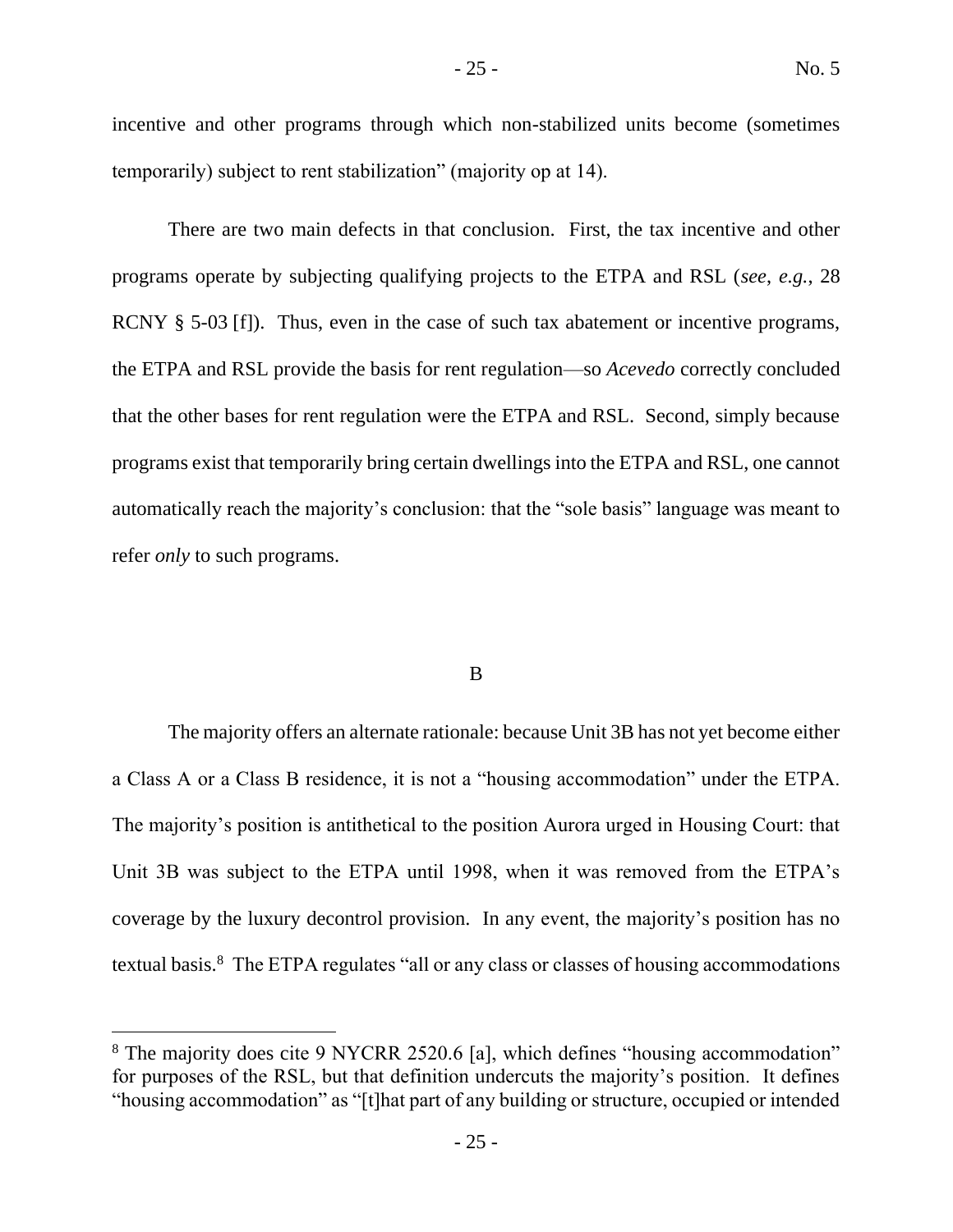incentive and other programs through which non-stabilized units become (sometimes temporarily) subject to rent stabilization" (majority op at 14).

There are two main defects in that conclusion. First, the tax incentive and other programs operate by subjecting qualifying projects to the ETPA and RSL (*see, e.g.*, 28 RCNY § 5-03 [f]). Thus, even in the case of such tax abatement or incentive programs, the ETPA and RSL provide the basis for rent regulation—so *Acevedo* correctly concluded that the other bases for rent regulation were the ETPA and RSL. Second, simply because programs exist that temporarily bring certain dwellings into the ETPA and RSL, one cannot automatically reach the majority's conclusion: that the "sole basis" language was meant to refer *only* to such programs.

## B

The majority offers an alternate rationale: because Unit 3B has not yet become either a Class A or a Class B residence, it is not a "housing accommodation" under the ETPA. The majority's position is antithetical to the position Aurora urged in Housing Court: that Unit 3B was subject to the ETPA until 1998, when it was removed from the ETPA's coverage by the luxury decontrol provision. In any event, the majority's position has no textual basis.[8] The ETPA regulates "all or any class or classes of housing accommodations

[8] The majority does cite 9 NYCRR 2520.6 [a], which defines "housing accommodation" for purposes of the RSL, but that definition undercuts the majority's position. It defines "housing accommodation" as "[t]hat part of any building or structure, occupied or intended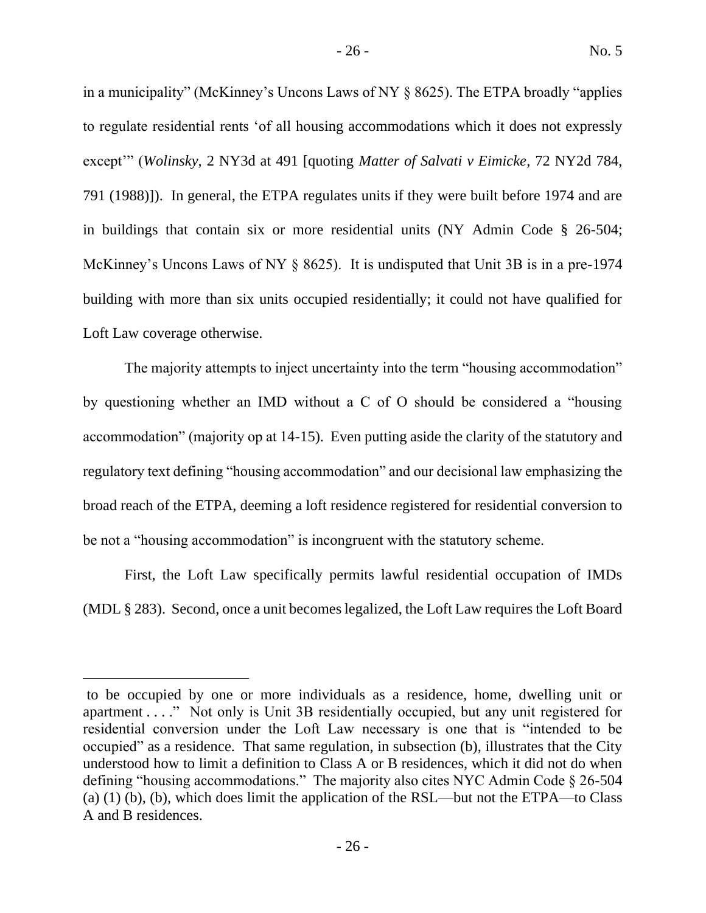in a municipality" (McKinney's Uncons Laws of NY § 8625). The ETPA broadly "applies to regulate residential rents 'of all housing accommodations which it does not expressly except'" (*Wolinsky*, 2 NY3d at 491 [quoting *Matter of Salvati v Eimicke*, 72 NY2d 784, 791 (1988)]). In general, the ETPA regulates units if they were built before 1974 and are in buildings that contain six or more residential units (NY Admin Code § 26-504; McKinney's Uncons Laws of NY § 8625). It is undisputed that Unit 3B is in a pre-1974 building with more than six units occupied residentially; it could not have qualified for Loft Law coverage otherwise.

The majority attempts to inject uncertainty into the term "housing accommodation" by questioning whether an IMD without a C of O should be considered a "housing accommodation" (majority op at 14-15). Even putting aside the clarity of the statutory and regulatory text defining "housing accommodation" and our decisional law emphasizing the broad reach of the ETPA, deeming a loft residence registered for residential conversion to be not a "housing accommodation" is incongruent with the statutory scheme.

First, the Loft Law specifically permits lawful residential occupation of IMDs (MDL § 283). Second, once a unit becomes legalized, the Loft Law requires the Loft Board

---

to be occupied by one or more individuals as a residence, home, dwelling unit or apartment . . . ." Not only is Unit 3B residentially occupied, but any unit registered for residential conversion under the Loft Law necessary is one that is "intended to be occupied" as a residence. That same regulation, in subsection (b), illustrates that the City understood how to limit a definition to Class A or B residences, which it did not do when defining "housing accommodations." The majority also cites NYC Admin Code § 26-504 (a) (1) (b), (b), which does limit the application of the RSL—but not the ETPA—to Class A and B residences.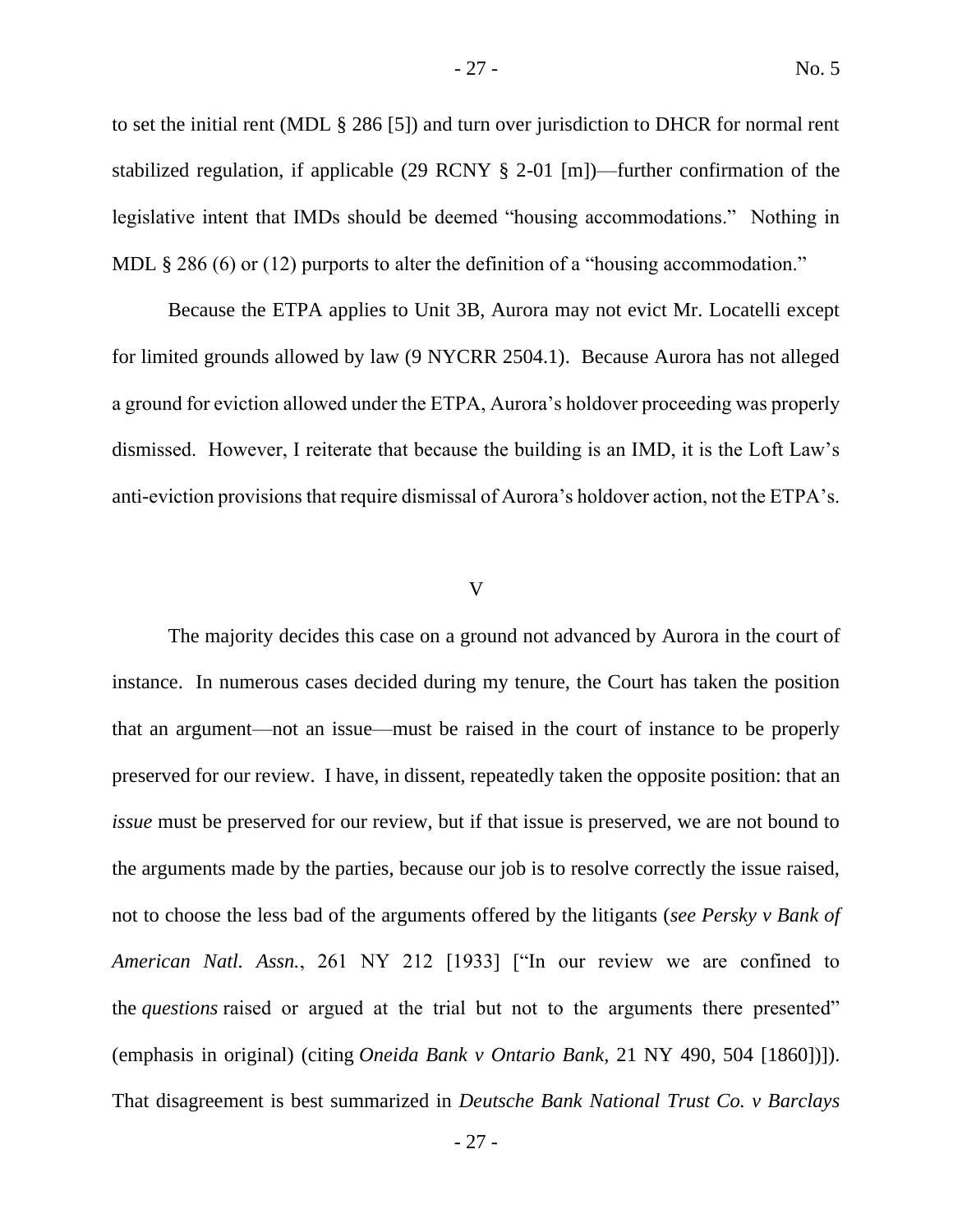to set the initial rent (MDL § 286 [5]) and turn over jurisdiction to DHCR for normal rent stabilized regulation, if applicable (29 RCNY § 2-01 [m])—further confirmation of the legislative intent that IMDs should be deemed "housing accommodations." Nothing in MDL § 286 (6) or (12) purports to alter the definition of a "housing accommodation."

Because the ETPA applies to Unit 3B, Aurora may not evict Mr. Locatelli except for limited grounds allowed by law (9 NYCRR 2504.1). Because Aurora has not alleged a ground for eviction allowed under the ETPA, Aurora's holdover proceeding was properly dismissed. However, I reiterate that because the building is an IMD, it is the Loft Law's anti-eviction provisions that require dismissal of Aurora's holdover action, not the ETPA's.

## V

The majority decides this case on a ground not advanced by Aurora in the court of instance. In numerous cases decided during my tenure, the Court has taken the position that an argument—not an issue—must be raised in the court of instance to be properly preserved for our review. I have, in dissent, repeatedly taken the opposite position: that an *issue* must be preserved for our review, but if that issue is preserved, we are not bound to the arguments made by the parties, because our job is to resolve correctly the issue raised, not to choose the less bad of the arguments offered by the litigants (*see Persky v Bank of American Natl. Assn.*, 261 NY 212 [1933] ["In our review we are confined to the *questions* raised or argued at the trial but not to the arguments there presented" (emphasis in original) (citing *Oneida Bank v Ontario Bank*, 21 NY 490, 504 [1860])]). That disagreement is best summarized in *Deutsche Bank National Trust Co. v Barclays*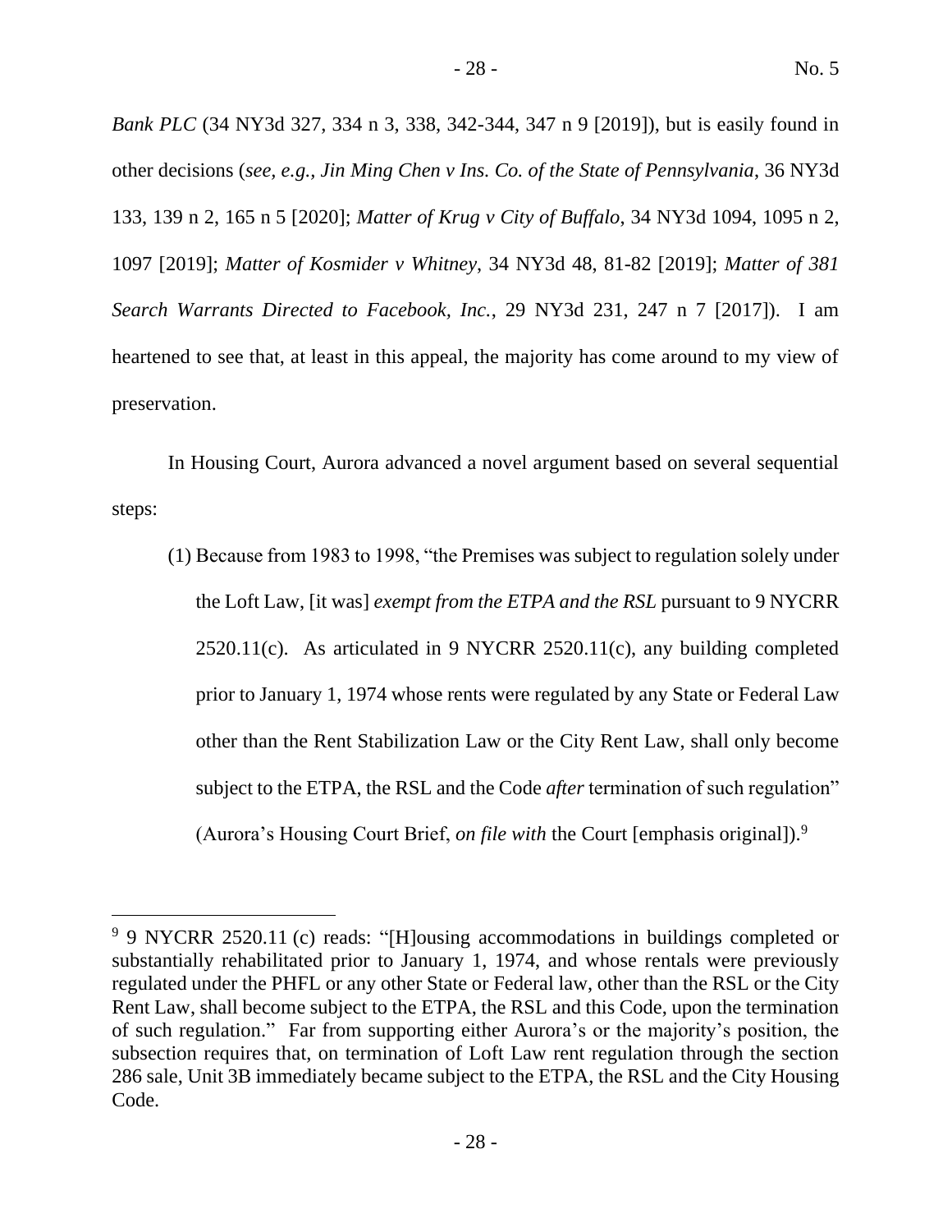*Bank PLC* (34 NY3d 327, 334 n 3, 338, 342-344, 347 n 9 [2019]), but is easily found in other decisions (*see, e.g.*, *Jin Ming Chen v Ins. Co. of the State of Pennsylvania*, 36 NY3d 133, 139 n 2, 165 n 5 [2020]; *Matter of Krug v City of Buffalo*, 34 NY3d 1094, 1095 n 2, 1097 [2019]; *Matter of Kosmider v Whitney*, 34 NY3d 48, 81-82 [2019]; *Matter of 381 Search Warrants Directed to Facebook, Inc.*, 29 NY3d 231, 247 n 7 [2017]). I am heartened to see that, at least in this appeal, the majority has come around to my view of preservation.

In Housing Court, Aurora advanced a novel argument based on several sequential steps:

(1) Because from 1983 to 1998, "the Premises was subject to regulation solely under the Loft Law, [it was] *exempt from the ETPA and the RSL* pursuant to 9 NYCRR 2520.11(c). As articulated in 9 NYCRR 2520.11(c), any building completed prior to January 1, 1974 whose rents were regulated by any State or Federal Law other than the Rent Stabilization Law or the City Rent Law, shall only become subject to the ETPA, the RSL and the Code *after* termination of such regulation" (Aurora's Housing Court Brief, *on file with* the Court [emphasis original]).[9]

---

[9] 9 NYCRR 2520.11 (c) reads: "[H]ousing accommodations in buildings completed or substantially rehabilitated prior to January 1, 1974, and whose rentals were previously regulated under the PHFL or any other State or Federal law, other than the RSL or the City Rent Law, shall become subject to the ETPA, the RSL and this Code, upon the termination of such regulation." Far from supporting either Aurora's or the majority's position, the subsection requires that, on termination of Loft Law rent regulation through the section 286 sale, Unit 3B immediately became subject to the ETPA, the RSL and the City Housing Code.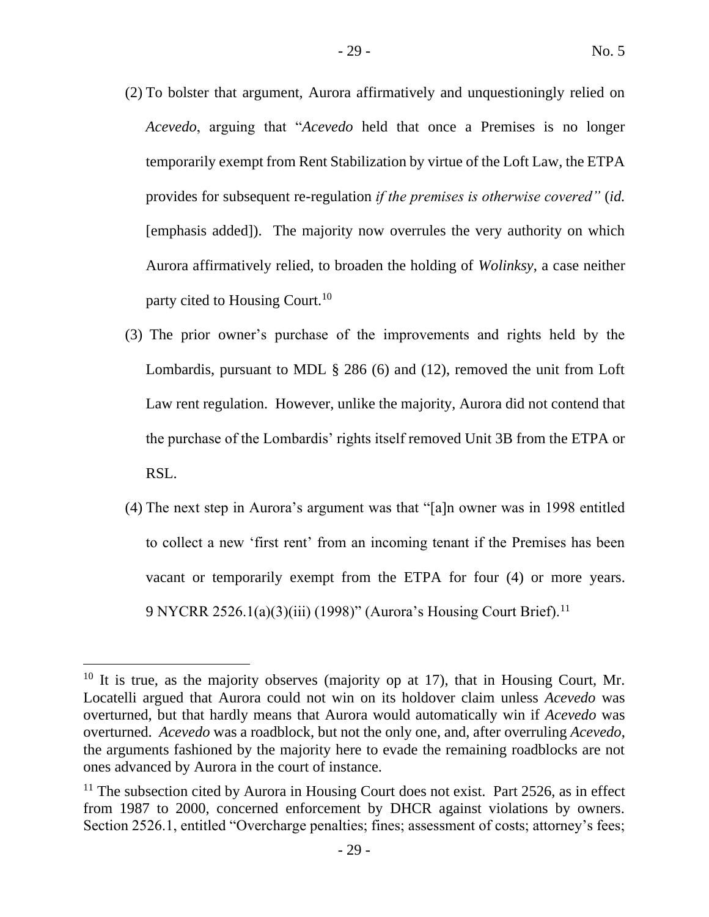(2) To bolster that argument, Aurora affirmatively and unquestioningly relied on *Acevedo*, arguing that "*Acevedo* held that once a Premises is no longer temporarily exempt from Rent Stabilization by virtue of the Loft Law, the ETPA provides for subsequent re-regulation *if the premises is otherwise covered"* (*id.* [emphasis added]). The majority now overrules the very authority on which Aurora affirmatively relied, to broaden the holding of *Wolinksy*, a case neither party cited to Housing Court.[10]

(3) The prior owner's purchase of the improvements and rights held by the Lombardis, pursuant to MDL § 286 (6) and (12), removed the unit from Loft Law rent regulation. However, unlike the majority, Aurora did not contend that the purchase of the Lombardis' rights itself removed Unit 3B from the ETPA or RSL.

(4) The next step in Aurora's argument was that "[a]n owner was in 1998 entitled to collect a new 'first rent' from an incoming tenant if the Premises has been vacant or temporarily exempt from the ETPA for four (4) or more years. 9 NYCRR 2526.1(a)(3)(iii) (1998)" (Aurora's Housing Court Brief).[11]

---

[10] It is true, as the majority observes (majority op at 17), that in Housing Court, Mr. Locatelli argued that Aurora could not win on its holdover claim unless *Acevedo* was overturned, but that hardly means that Aurora would automatically win if *Acevedo* was overturned. *Acevedo* was a roadblock, but not the only one, and, after overruling *Acevedo*, the arguments fashioned by the majority here to evade the remaining roadblocks are not ones advanced by Aurora in the court of instance.

[11] The subsection cited by Aurora in Housing Court does not exist. Part 2526, as in effect from 1987 to 2000, concerned enforcement by DHCR against violations by owners. Section 2526.1, entitled "Overcharge penalties; fines; assessment of costs; attorney's fees;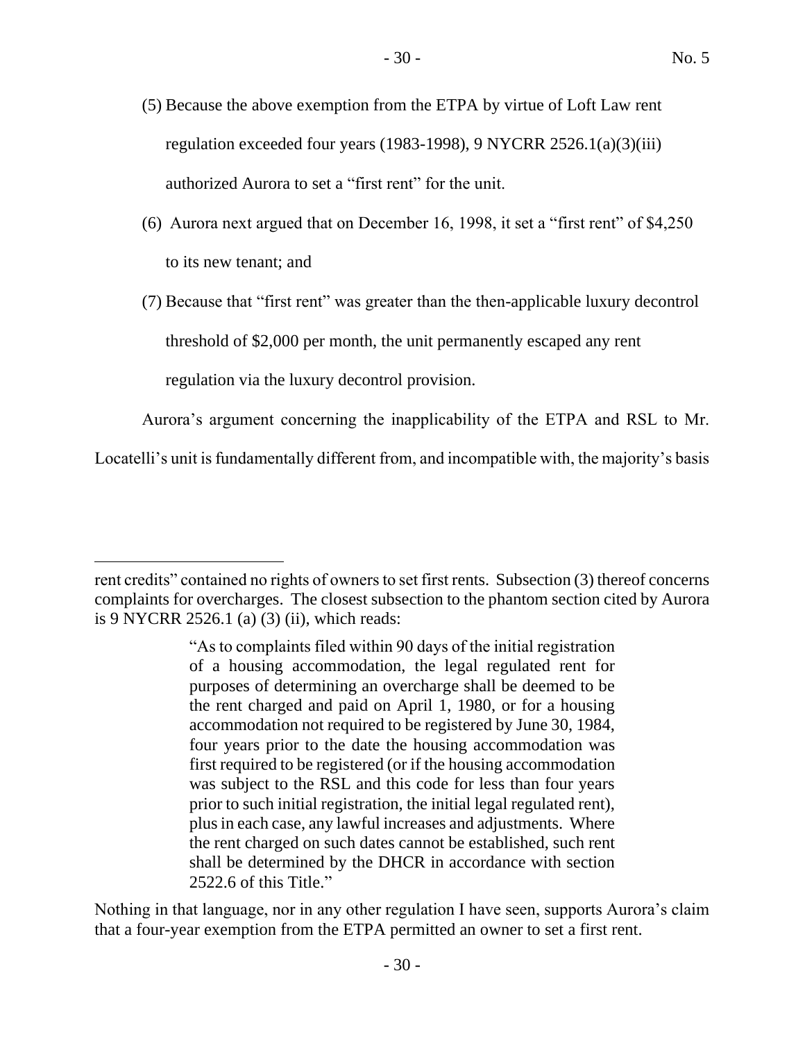(5) Because the above exemption from the ETPA by virtue of Loft Law rent regulation exceeded four years (1983-1998), 9 NYCRR 2526.1(a)(3)(iii) authorized Aurora to set a "first rent" for the unit.

(6) Aurora next argued that on December 16, 1998, it set a "first rent" of $4,250 to its new tenant; and

(7) Because that "first rent" was greater than the then-applicable luxury decontrol threshold of $2,000 per month, the unit permanently escaped any rent regulation via the luxury decontrol provision.

Aurora's argument concerning the inapplicability of the ETPA and RSL to Mr. Locatelli's unit is fundamentally different from, and incompatible with, the majority's basis

---

rent credits" contained no rights of owners to set first rents. Subsection (3) thereof concerns complaints for overcharges. The closest subsection to the phantom section cited by Aurora is 9 NYCRR 2526.1 (a) (3) (ii), which reads:

> "As to complaints filed within 90 days of the initial registration of a housing accommodation, the legal regulated rent for purposes of determining an overcharge shall be deemed to be the rent charged and paid on April 1, 1980, or for a housing accommodation not required to be registered by June 30, 1984, four years prior to the date the housing accommodation was first required to be registered (or if the housing accommodation was subject to the RSL and this code for less than four years prior to such initial registration, the initial legal regulated rent), plus in each case, any lawful increases and adjustments. Where the rent charged on such dates cannot be established, such rent shall be determined by the DHCR in accordance with section 2522.6 of this Title."

Nothing in that language, nor in any other regulation I have seen, supports Aurora's claim that a four-year exemption from the ETPA permitted an owner to set a first rent.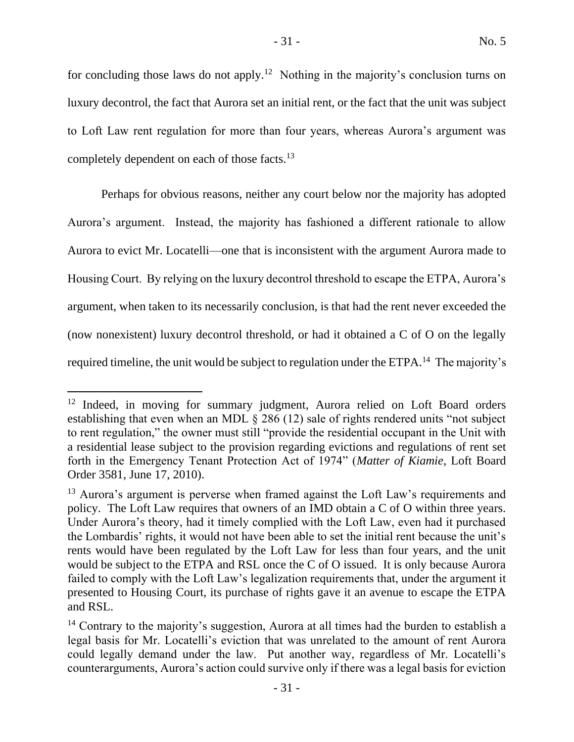for concluding those laws do not apply.[12] Nothing in the majority's conclusion turns on luxury decontrol, the fact that Aurora set an initial rent, or the fact that the unit was subject to Loft Law rent regulation for more than four years, whereas Aurora's argument was completely dependent on each of those facts.[13]

Perhaps for obvious reasons, neither any court below nor the majority has adopted Aurora's argument. Instead, the majority has fashioned a different rationale to allow Aurora to evict Mr. Locatelli—one that is inconsistent with the argument Aurora made to Housing Court. By relying on the luxury decontrol threshold to escape the ETPA, Aurora's argument, when taken to its necessarily conclusion, is that had the rent never exceeded the (now nonexistent) luxury decontrol threshold, or had it obtained a C of O on the legally required timeline, the unit would be subject to regulation under the ETPA.[14] The majority's

---

[12] Indeed, in moving for summary judgment, Aurora relied on Loft Board orders establishing that even when an MDL § 286 (12) sale of rights rendered units "not subject to rent regulation," the owner must still "provide the residential occupant in the Unit with a residential lease subject to the provision regarding evictions and regulations of rent set forth in the Emergency Tenant Protection Act of 1974" (*Matter of Kiamie*, Loft Board Order 3581, June 17, 2010).

[13] Aurora's argument is perverse when framed against the Loft Law's requirements and policy. The Loft Law requires that owners of an IMD obtain a C of O within three years. Under Aurora's theory, had it timely complied with the Loft Law, even had it purchased the Lombardis' rights, it would not have been able to set the initial rent because the unit's rents would have been regulated by the Loft Law for less than four years, and the unit would be subject to the ETPA and RSL once the C of O issued. It is only because Aurora failed to comply with the Loft Law's legalization requirements that, under the argument it presented to Housing Court, its purchase of rights gave it an avenue to escape the ETPA and RSL.

[14] Contrary to the majority's suggestion, Aurora at all times had the burden to establish a legal basis for Mr. Locatelli's eviction that was unrelated to the amount of rent Aurora could legally demand under the law. Put another way, regardless of Mr. Locatelli's counterarguments, Aurora's action could survive only if there was a legal basis for eviction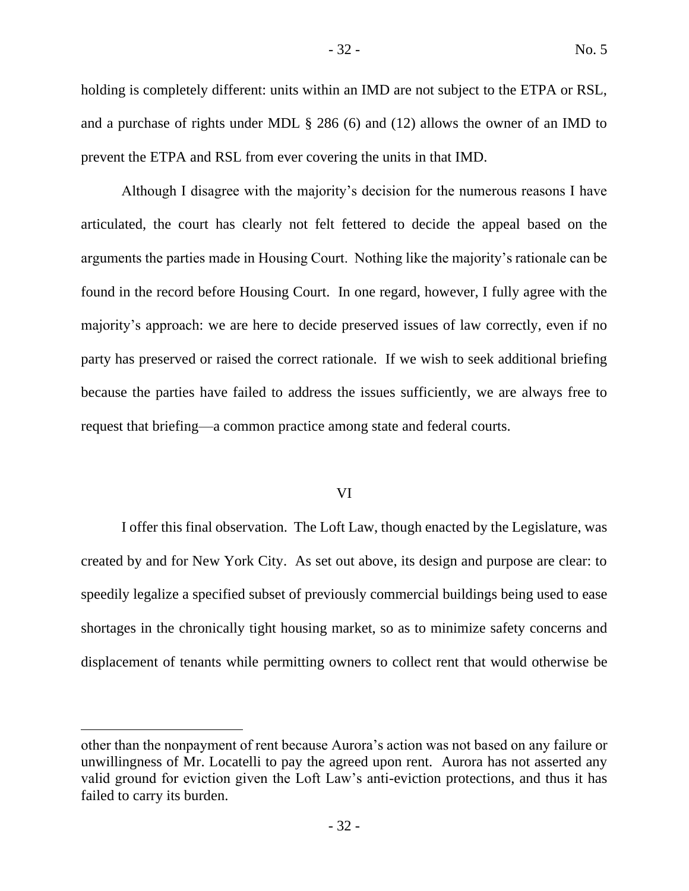holding is completely different: units within an IMD are not subject to the ETPA or RSL, and a purchase of rights under MDL § 286 (6) and (12) allows the owner of an IMD to prevent the ETPA and RSL from ever covering the units in that IMD.

Although I disagree with the majority's decision for the numerous reasons I have articulated, the court has clearly not felt fettered to decide the appeal based on the arguments the parties made in Housing Court. Nothing like the majority's rationale can be found in the record before Housing Court. In one regard, however, I fully agree with the majority's approach: we are here to decide preserved issues of law correctly, even if no party has preserved or raised the correct rationale. If we wish to seek additional briefing because the parties have failed to address the issues sufficiently, we are always free to request that briefing—a common practice among state and federal courts.

## VI

I offer this final observation. The Loft Law, though enacted by the Legislature, was created by and for New York City. As set out above, its design and purpose are clear: to speedily legalize a specified subset of previously commercial buildings being used to ease shortages in the chronically tight housing market, so as to minimize safety concerns and displacement of tenants while permitting owners to collect rent that would otherwise be

---

other than the nonpayment of rent because Aurora's action was not based on any failure or unwillingness of Mr. Locatelli to pay the agreed upon rent. Aurora has not asserted any valid ground for eviction given the Loft Law's anti-eviction protections, and thus it has failed to carry its burden.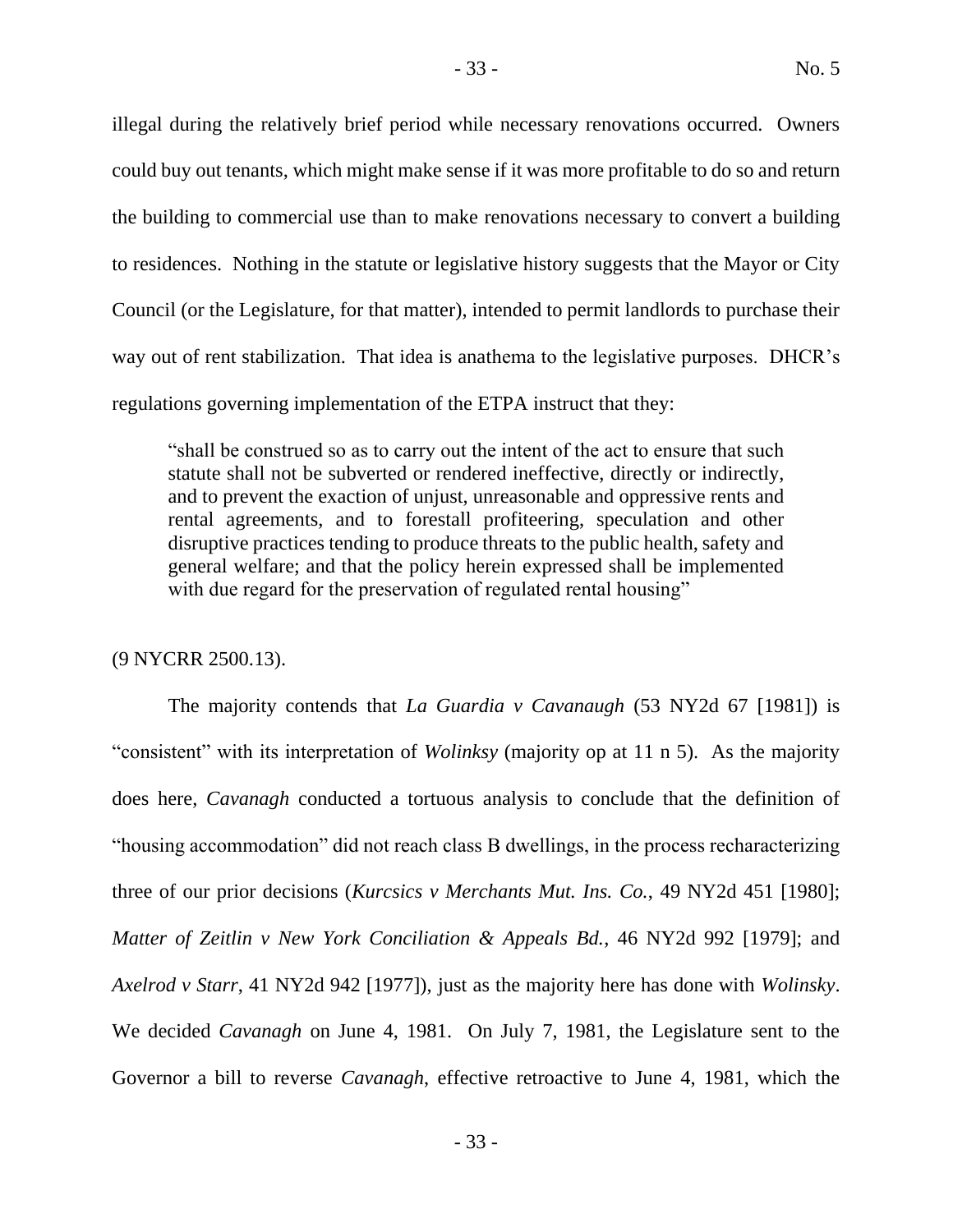illegal during the relatively brief period while necessary renovations occurred. Owners could buy out tenants, which might make sense if it was more profitable to do so and return the building to commercial use than to make renovations necessary to convert a building to residences. Nothing in the statute or legislative history suggests that the Mayor or City Council (or the Legislature, for that matter), intended to permit landlords to purchase their way out of rent stabilization. That idea is anathema to the legislative purposes. DHCR's regulations governing implementation of the ETPA instruct that they:

> "shall be construed so as to carry out the intent of the act to ensure that such statute shall not be subverted or rendered ineffective, directly or indirectly, and to prevent the exaction of unjust, unreasonable and oppressive rents and rental agreements, and to forestall profiteering, speculation and other disruptive practices tending to produce threats to the public health, safety and general welfare; and that the policy herein expressed shall be implemented with due regard for the preservation of regulated rental housing"

(9 NYCRR 2500.13).

The majority contends that *La Guardia v Cavanaugh* (53 NY2d 67 [1981]) is "consistent" with its interpretation of *Wolinksy* (majority op at 11 n 5). As the majority does here, *Cavanagh* conducted a tortuous analysis to conclude that the definition of "housing accommodation" did not reach class B dwellings, in the process recharacterizing three of our prior decisions (*Kurcsics v Merchants Mut. Ins. Co.*, 49 NY2d 451 [1980]; *Matter of Zeitlin v New York Conciliation & Appeals Bd.*, 46 NY2d 992 [1979]; and *Axelrod v Starr*, 41 NY2d 942 [1977]), just as the majority here has done with *Wolinsky*. We decided *Cavanagh* on June 4, 1981. On July 7, 1981, the Legislature sent to the Governor a bill to reverse *Cavanagh*, effective retroactive to June 4, 1981, which the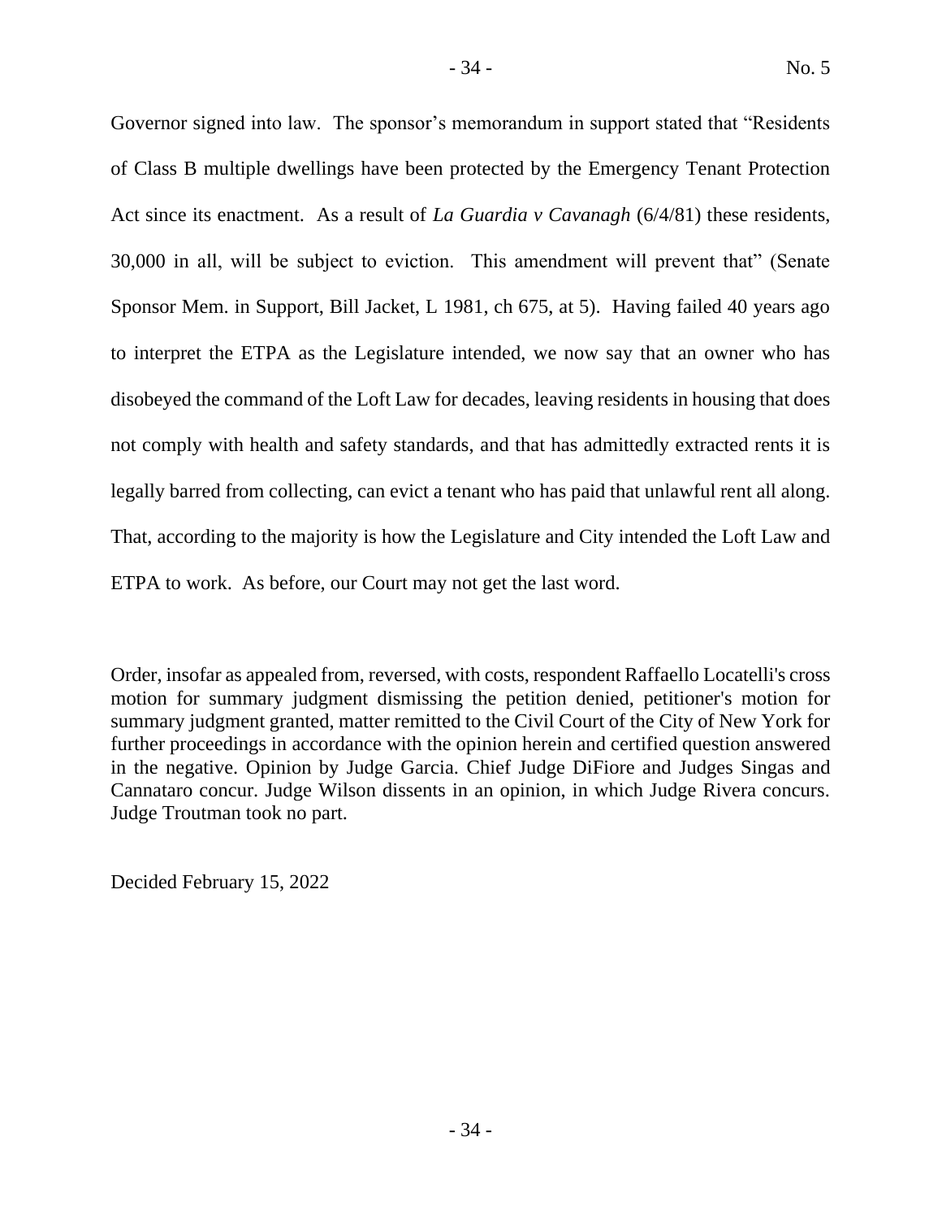Governor signed into law. The sponsor's memorandum in support stated that "Residents of Class B multiple dwellings have been protected by the Emergency Tenant Protection Act since its enactment. As a result of *La Guardia v Cavanagh* (6/4/81) these residents, 30,000 in all, will be subject to eviction. This amendment will prevent that" (Senate Sponsor Mem. in Support, Bill Jacket, L 1981, ch 675, at 5). Having failed 40 years ago to interpret the ETPA as the Legislature intended, we now say that an owner who has disobeyed the command of the Loft Law for decades, leaving residents in housing that does not comply with health and safety standards, and that has admittedly extracted rents it is legally barred from collecting, can evict a tenant who has paid that unlawful rent all along. That, according to the majority is how the Legislature and City intended the Loft Law and ETPA to work. As before, our Court may not get the last word.

Order, insofar as appealed from, reversed, with costs, respondent Raffaello Locatelli's cross motion for summary judgment dismissing the petition denied, petitioner's motion for summary judgment granted, matter remitted to the Civil Court of the City of New York for further proceedings in accordance with the opinion herein and certified question answered in the negative. Opinion by Judge Garcia. Chief Judge DiFiore and Judges Singas and Cannataro concur. Judge Wilson dissents in an opinion, in which Judge Rivera concurs. Judge Troutman took no part.

Decided February 15, 2022